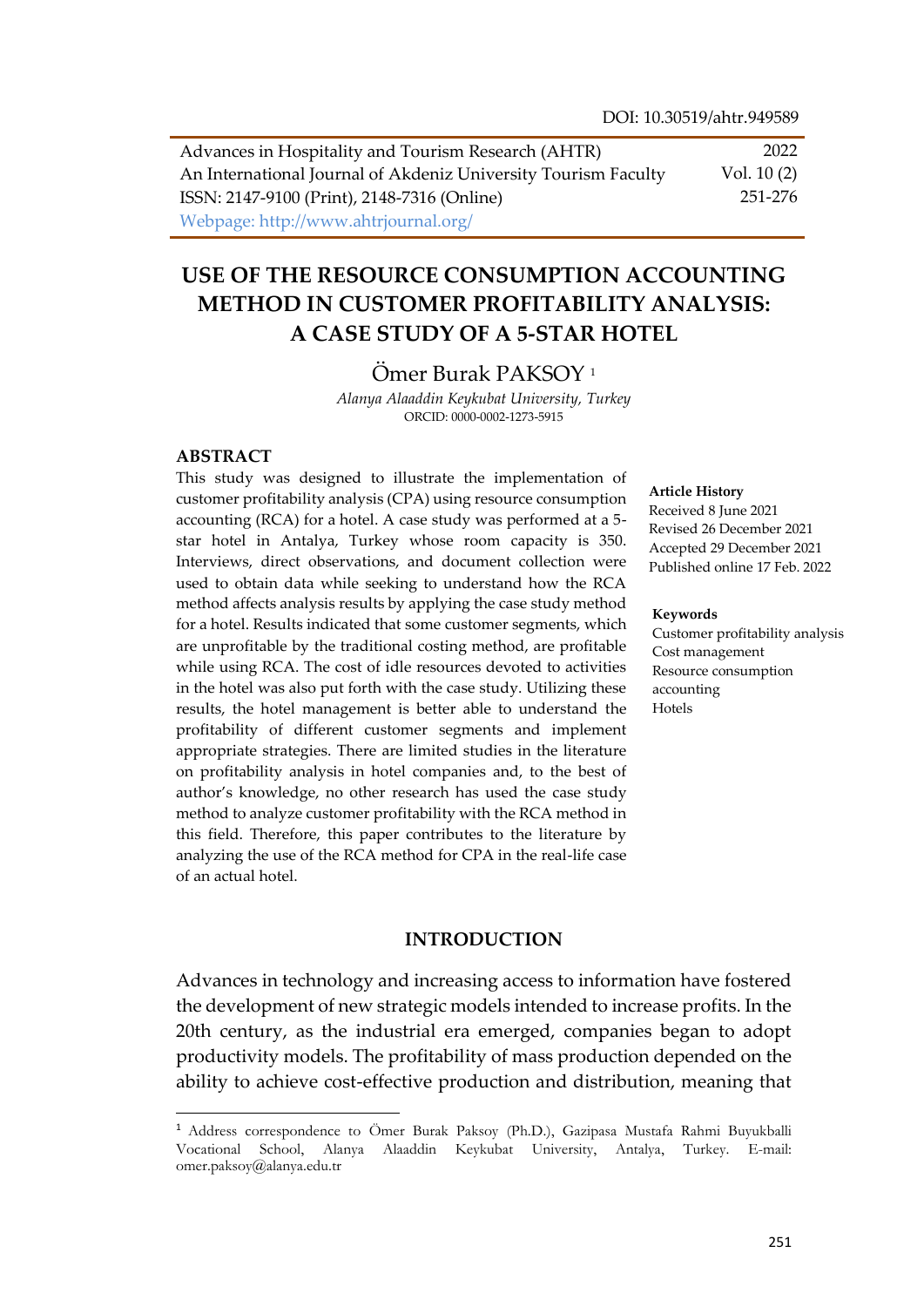DOI: 10.30519/ahtr.949589

Advances in Hospitality and Tourism Research (AHTR) — 2022
An International Journal of Akdeniz University Tourism Faculty — Vol. 10 (2)
ISSN: 2147-9100 (Print), 2148-7316 (Online) — 251-276
Webpage: http://www.ahtrjournal.org/

# USE OF THE RESOURCE CONSUMPTION ACCOUNTING METHOD IN CUSTOMER PROFITABILITY ANALYSIS: A CASE STUDY OF A 5-STAR HOTEL

Ömer Burak PAKSOY [1]

*Alanya Alaaddin Keykubat University, Turkey*

ORCID: 0000-0002-1273-5915

## ABSTRACT

This study was designed to illustrate the implementation of customer profitability analysis (CPA) using resource consumption accounting (RCA) for a hotel. A case study was performed at a 5-star hotel in Antalya, Turkey whose room capacity is 350. Interviews, direct observations, and document collection were used to obtain data while seeking to understand how the RCA method affects analysis results by applying the case study method for a hotel. Results indicated that some customer segments, which are unprofitable by the traditional costing method, are profitable while using RCA. The cost of idle resources devoted to activities in the hotel was also put forth with the case study. Utilizing these results, the hotel management is better able to understand the profitability of different customer segments and implement appropriate strategies. There are limited studies in the literature on profitability analysis in hotel companies and, to the best of author's knowledge, no other research has used the case study method to analyze customer profitability with the RCA method in this field. Therefore, this paper contributes to the literature by analyzing the use of the RCA method for CPA in the real-life case of an actual hotel.

**Article History**

Received 8 June 2021
Revised 26 December 2021
Accepted 29 December 2021
Published online 17 Feb. 2022

**Keywords**

Customer profitability analysis
Cost management
Resource consumption accounting
Hotels

## INTRODUCTION

Advances in technology and increasing access to information have fostered the development of new strategic models intended to increase profits. In the 20th century, as the industrial era emerged, companies began to adopt productivity models. The profitability of mass production depended on the ability to achieve cost-effective production and distribution, meaning that

[1] Address correspondence to Ömer Burak Paksoy (Ph.D.), Gazipasa Mustafa Rahmi Buyukballi Vocational School, Alanya Alaaddin Keykubat University, Antalya, Turkey. E-mail: omer.paksoy@alanya.edu.tr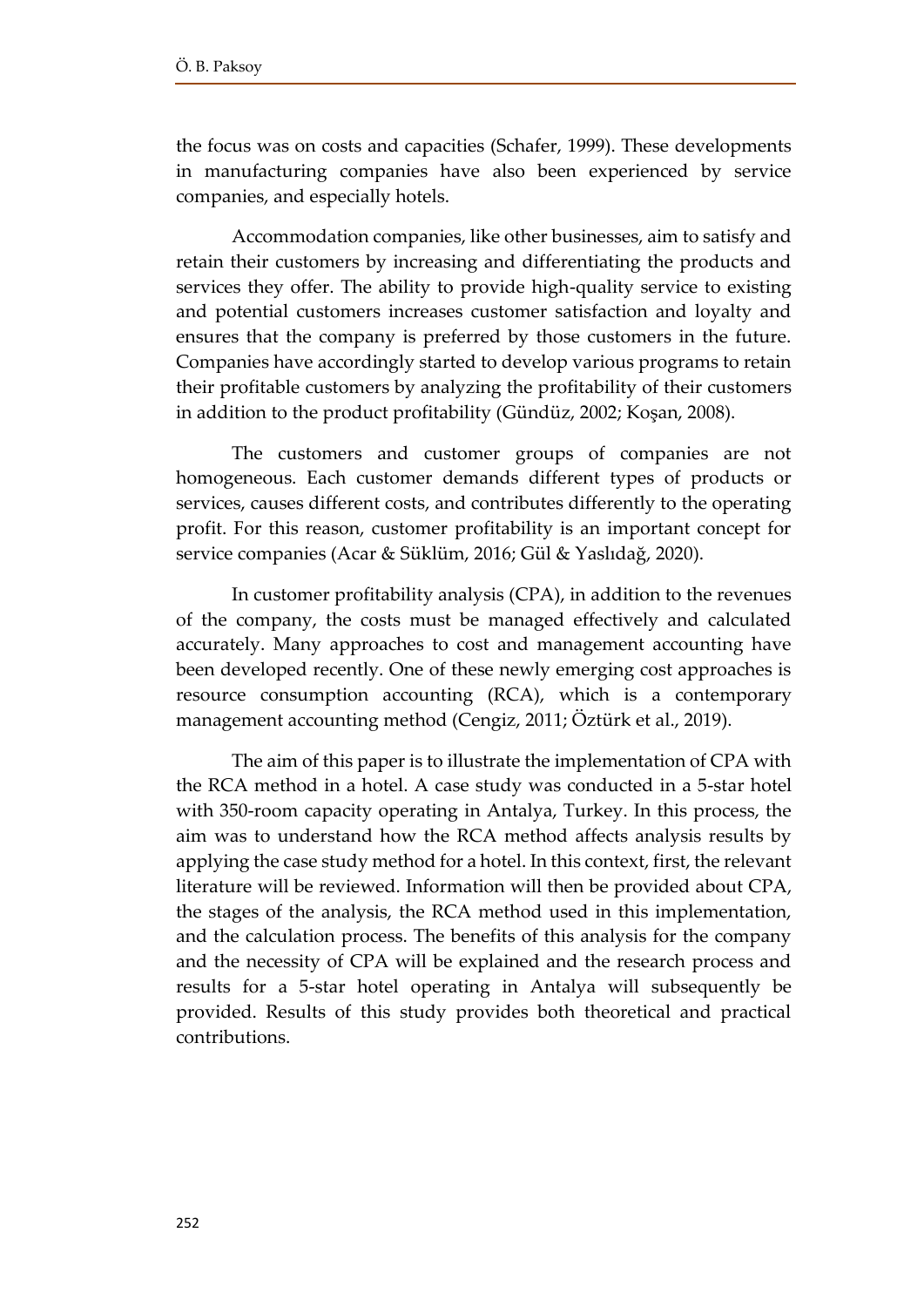the focus was on costs and capacities (Schafer, 1999). These developments in manufacturing companies have also been experienced by service companies, and especially hotels.

Accommodation companies, like other businesses, aim to satisfy and retain their customers by increasing and differentiating the products and services they offer. The ability to provide high-quality service to existing and potential customers increases customer satisfaction and loyalty and ensures that the company is preferred by those customers in the future. Companies have accordingly started to develop various programs to retain their profitable customers by analyzing the profitability of their customers in addition to the product profitability (Gündüz, 2002; Koşan, 2008).

The customers and customer groups of companies are not homogeneous. Each customer demands different types of products or services, causes different costs, and contributes differently to the operating profit. For this reason, customer profitability is an important concept for service companies (Acar & Süklüm, 2016; Gül & Yaslıdağ, 2020).

In customer profitability analysis (CPA), in addition to the revenues of the company, the costs must be managed effectively and calculated accurately. Many approaches to cost and management accounting have been developed recently. One of these newly emerging cost approaches is resource consumption accounting (RCA), which is a contemporary management accounting method (Cengiz, 2011; Öztürk et al., 2019).

The aim of this paper is to illustrate the implementation of CPA with the RCA method in a hotel. A case study was conducted in a 5-star hotel with 350-room capacity operating in Antalya, Turkey. In this process, the aim was to understand how the RCA method affects analysis results by applying the case study method for a hotel. In this context, first, the relevant literature will be reviewed. Information will then be provided about CPA, the stages of the analysis, the RCA method used in this implementation, and the calculation process. The benefits of this analysis for the company and the necessity of CPA will be explained and the research process and results for a 5-star hotel operating in Antalya will subsequently be provided. Results of this study provides both theoretical and practical contributions.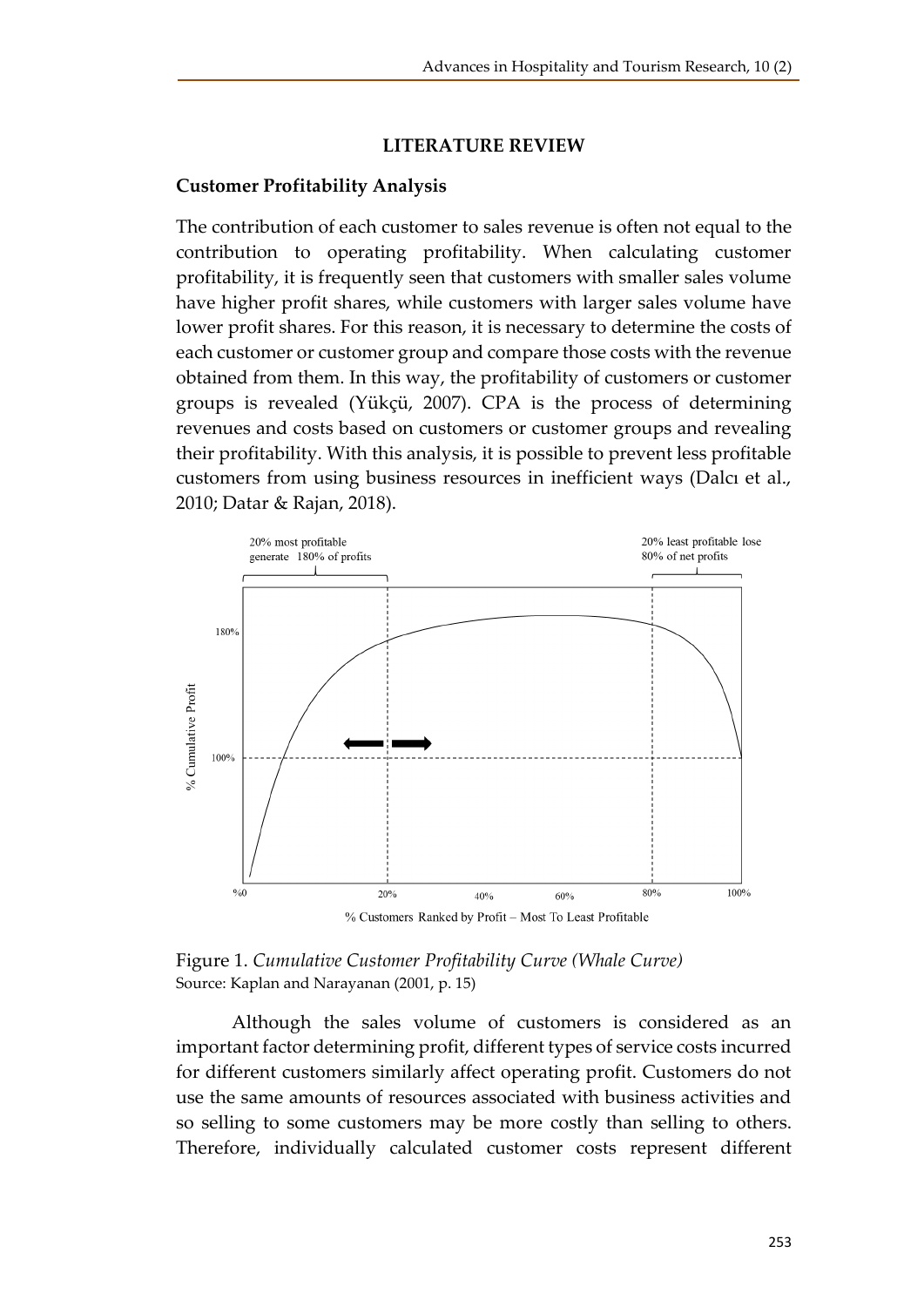## LITERATURE REVIEW

### Customer Profitability Analysis

The contribution of each customer to sales revenue is often not equal to the contribution to operating profitability. When calculating customer profitability, it is frequently seen that customers with smaller sales volume have higher profit shares, while customers with larger sales volume have lower profit shares. For this reason, it is necessary to determine the costs of each customer or customer group and compare those costs with the revenue obtained from them. In this way, the profitability of customers or customer groups is revealed (Yükçü, 2007). CPA is the process of determining revenues and costs based on customers or customer groups and revealing their profitability. With this analysis, it is possible to prevent less profitable customers from using business resources in inefficient ways (Dalcı et al., 2010; Datar & Rajan, 2018).

Figure 1. *Cumulative Customer Profitability Curve (Whale Curve)*
Source: Kaplan and Narayanan (2001, p. 15)

Although the sales volume of customers is considered as an important factor determining profit, different types of service costs incurred for different customers similarly affect operating profit. Customers do not use the same amounts of resources associated with business activities and so selling to some customers may be more costly than selling to others. Therefore, individually calculated customer costs represent different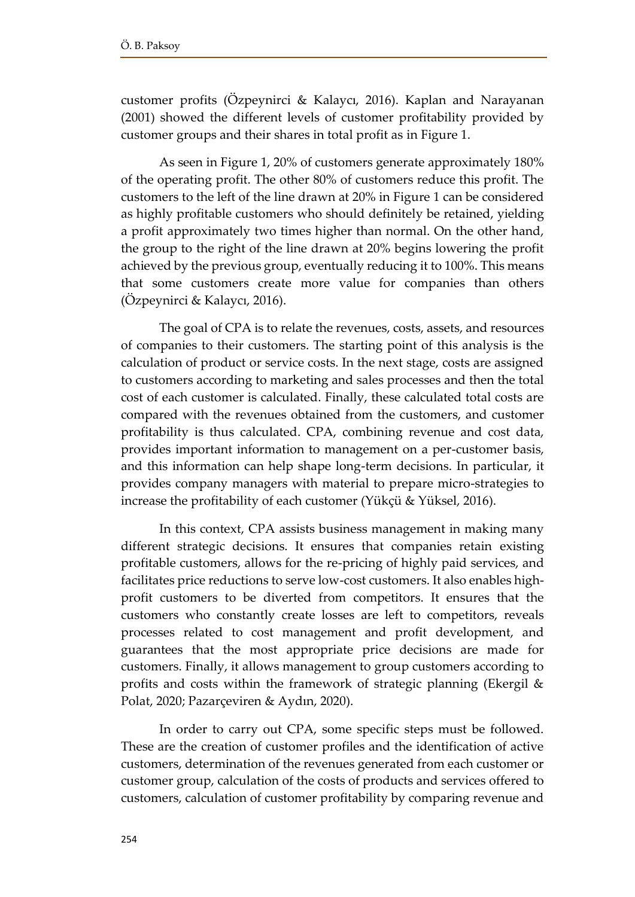customer profits (Özpeynirci & Kalaycı, 2016). Kaplan and Narayanan (2001) showed the different levels of customer profitability provided by customer groups and their shares in total profit as in Figure 1.

As seen in Figure 1, 20% of customers generate approximately 180% of the operating profit. The other 80% of customers reduce this profit. The customers to the left of the line drawn at 20% in Figure 1 can be considered as highly profitable customers who should definitely be retained, yielding a profit approximately two times higher than normal. On the other hand, the group to the right of the line drawn at 20% begins lowering the profit achieved by the previous group, eventually reducing it to 100%. This means that some customers create more value for companies than others (Özpeynirci & Kalaycı, 2016).

The goal of CPA is to relate the revenues, costs, assets, and resources of companies to their customers. The starting point of this analysis is the calculation of product or service costs. In the next stage, costs are assigned to customers according to marketing and sales processes and then the total cost of each customer is calculated. Finally, these calculated total costs are compared with the revenues obtained from the customers, and customer profitability is thus calculated. CPA, combining revenue and cost data, provides important information to management on a per-customer basis, and this information can help shape long-term decisions. In particular, it provides company managers with material to prepare micro-strategies to increase the profitability of each customer (Yükçü & Yüksel, 2016).

In this context, CPA assists business management in making many different strategic decisions. It ensures that companies retain existing profitable customers, allows for the re-pricing of highly paid services, and facilitates price reductions to serve low-cost customers. It also enables high-profit customers to be diverted from competitors. It ensures that the customers who constantly create losses are left to competitors, reveals processes related to cost management and profit development, and guarantees that the most appropriate price decisions are made for customers. Finally, it allows management to group customers according to profits and costs within the framework of strategic planning (Ekergil & Polat, 2020; Pazarçeviren & Aydın, 2020).

In order to carry out CPA, some specific steps must be followed. These are the creation of customer profiles and the identification of active customers, determination of the revenues generated from each customer or customer group, calculation of the costs of products and services offered to customers, calculation of customer profitability by comparing revenue and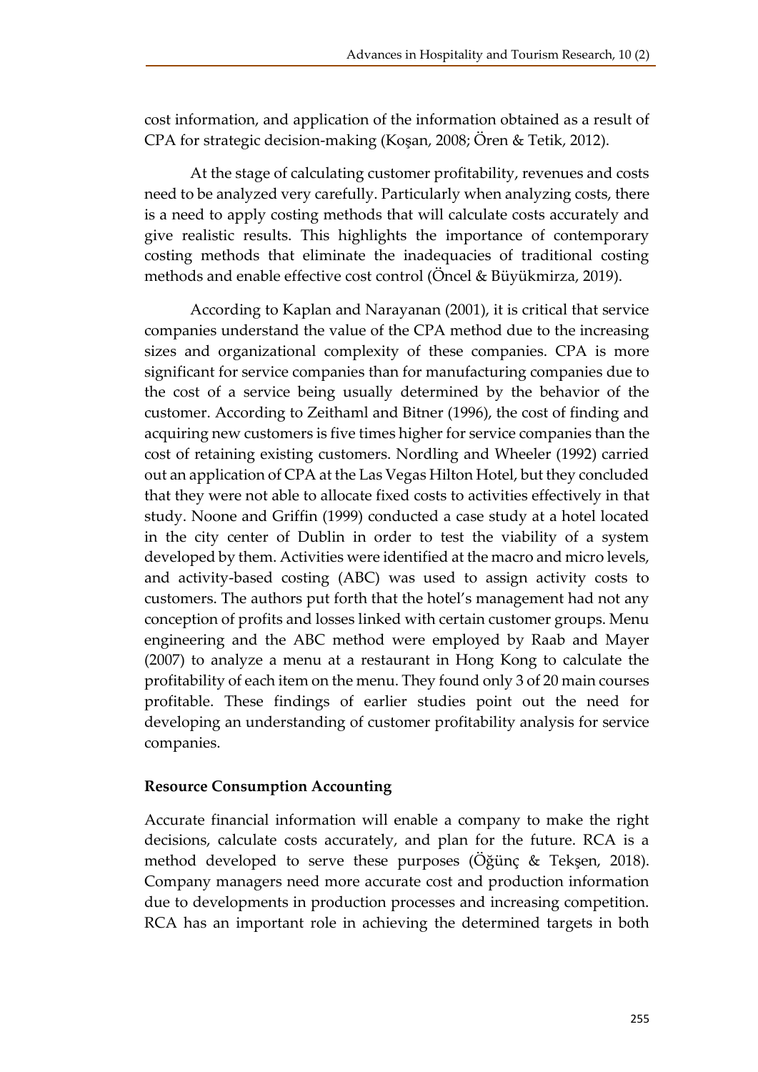cost information, and application of the information obtained as a result of CPA for strategic decision-making (Koşan, 2008; Ören & Tetik, 2012).

At the stage of calculating customer profitability, revenues and costs need to be analyzed very carefully. Particularly when analyzing costs, there is a need to apply costing methods that will calculate costs accurately and give realistic results. This highlights the importance of contemporary costing methods that eliminate the inadequacies of traditional costing methods and enable effective cost control (Öncel & Büyükmirza, 2019).

According to Kaplan and Narayanan (2001), it is critical that service companies understand the value of the CPA method due to the increasing sizes and organizational complexity of these companies. CPA is more significant for service companies than for manufacturing companies due to the cost of a service being usually determined by the behavior of the customer. According to Zeithaml and Bitner (1996), the cost of finding and acquiring new customers is five times higher for service companies than the cost of retaining existing customers. Nordling and Wheeler (1992) carried out an application of CPA at the Las Vegas Hilton Hotel, but they concluded that they were not able to allocate fixed costs to activities effectively in that study. Noone and Griffin (1999) conducted a case study at a hotel located in the city center of Dublin in order to test the viability of a system developed by them. Activities were identified at the macro and micro levels, and activity-based costing (ABC) was used to assign activity costs to customers. The authors put forth that the hotel's management had not any conception of profits and losses linked with certain customer groups. Menu engineering and the ABC method were employed by Raab and Mayer (2007) to analyze a menu at a restaurant in Hong Kong to calculate the profitability of each item on the menu. They found only 3 of 20 main courses profitable. These findings of earlier studies point out the need for developing an understanding of customer profitability analysis for service companies.

**Resource Consumption Accounting**

Accurate financial information will enable a company to make the right decisions, calculate costs accurately, and plan for the future. RCA is a method developed to serve these purposes (Öğünç & Tekşen, 2018). Company managers need more accurate cost and production information due to developments in production processes and increasing competition. RCA has an important role in achieving the determined targets in both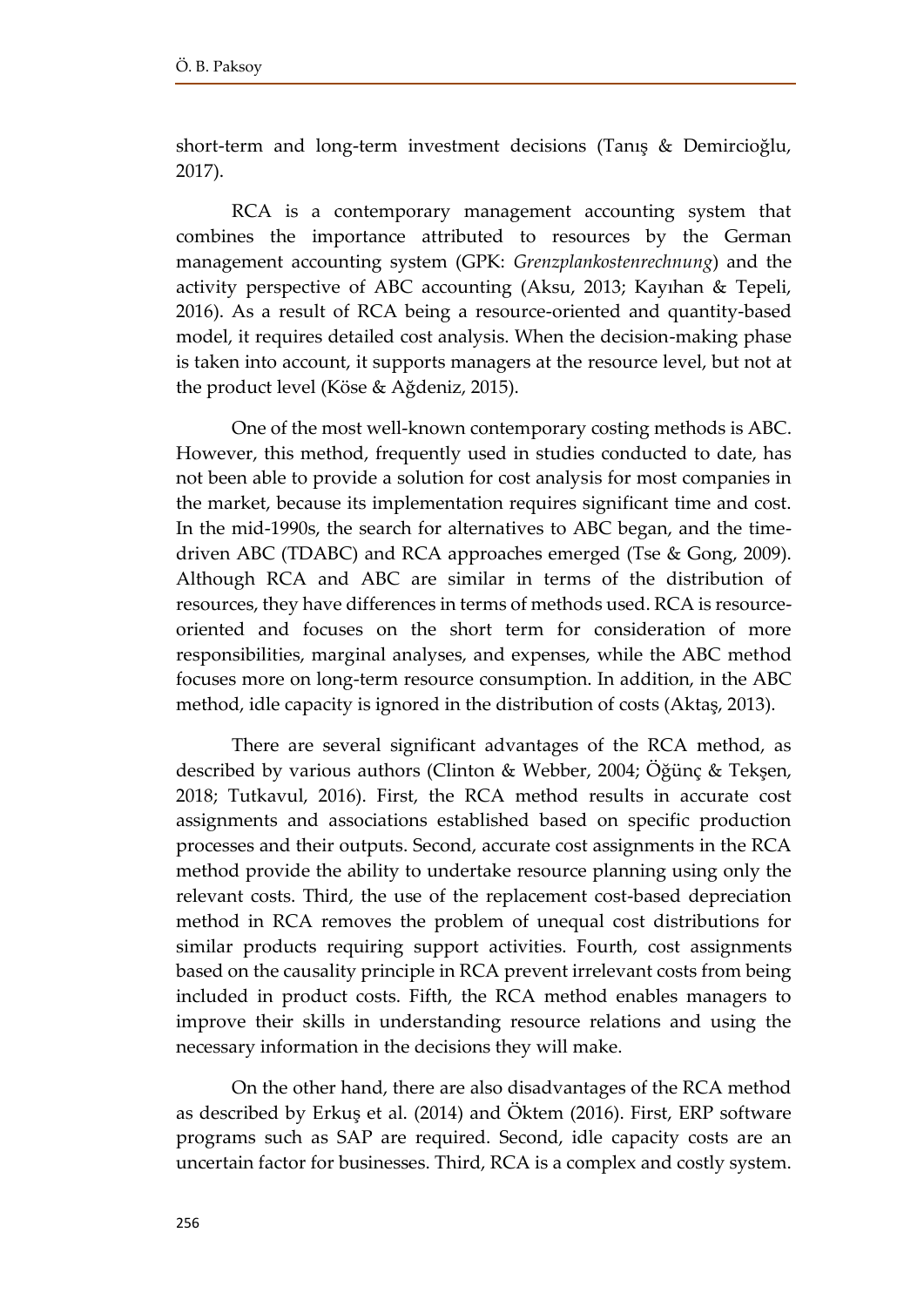short-term and long-term investment decisions (Tanış & Demircioğlu, 2017).

RCA is a contemporary management accounting system that combines the importance attributed to resources by the German management accounting system (GPK: *Grenzplankostenrechnung*) and the activity perspective of ABC accounting (Aksu, 2013; Kayıhan & Tepeli, 2016). As a result of RCA being a resource-oriented and quantity-based model, it requires detailed cost analysis. When the decision-making phase is taken into account, it supports managers at the resource level, but not at the product level (Köse & Ağdeniz, 2015).

One of the most well-known contemporary costing methods is ABC. However, this method, frequently used in studies conducted to date, has not been able to provide a solution for cost analysis for most companies in the market, because its implementation requires significant time and cost. In the mid-1990s, the search for alternatives to ABC began, and the time-driven ABC (TDABC) and RCA approaches emerged (Tse & Gong, 2009). Although RCA and ABC are similar in terms of the distribution of resources, they have differences in terms of methods used. RCA is resource-oriented and focuses on the short term for consideration of more responsibilities, marginal analyses, and expenses, while the ABC method focuses more on long-term resource consumption. In addition, in the ABC method, idle capacity is ignored in the distribution of costs (Aktaş, 2013).

There are several significant advantages of the RCA method, as described by various authors (Clinton & Webber, 2004; Öğünç & Tekşen, 2018; Tutkavul, 2016). First, the RCA method results in accurate cost assignments and associations established based on specific production processes and their outputs. Second, accurate cost assignments in the RCA method provide the ability to undertake resource planning using only the relevant costs. Third, the use of the replacement cost-based depreciation method in RCA removes the problem of unequal cost distributions for similar products requiring support activities. Fourth, cost assignments based on the causality principle in RCA prevent irrelevant costs from being included in product costs. Fifth, the RCA method enables managers to improve their skills in understanding resource relations and using the necessary information in the decisions they will make.

On the other hand, there are also disadvantages of the RCA method as described by Erkuş et al. (2014) and Öktem (2016). First, ERP software programs such as SAP are required. Second, idle capacity costs are an uncertain factor for businesses. Third, RCA is a complex and costly system.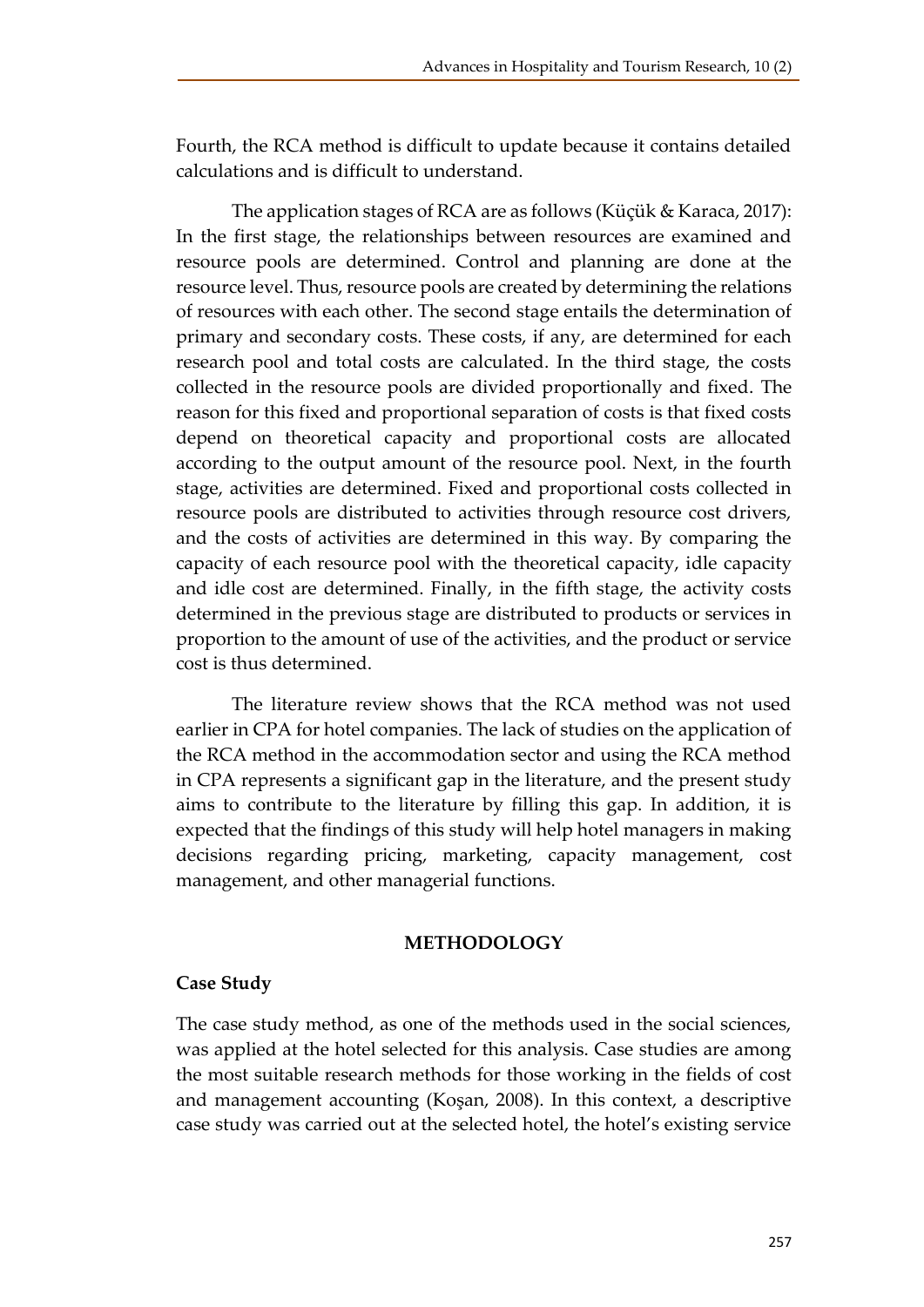Fourth, the RCA method is difficult to update because it contains detailed calculations and is difficult to understand.

The application stages of RCA are as follows (Küçük & Karaca, 2017): In the first stage, the relationships between resources are examined and resource pools are determined. Control and planning are done at the resource level. Thus, resource pools are created by determining the relations of resources with each other. The second stage entails the determination of primary and secondary costs. These costs, if any, are determined for each research pool and total costs are calculated. In the third stage, the costs collected in the resource pools are divided proportionally and fixed. The reason for this fixed and proportional separation of costs is that fixed costs depend on theoretical capacity and proportional costs are allocated according to the output amount of the resource pool. Next, in the fourth stage, activities are determined. Fixed and proportional costs collected in resource pools are distributed to activities through resource cost drivers, and the costs of activities are determined in this way. By comparing the capacity of each resource pool with the theoretical capacity, idle capacity and idle cost are determined. Finally, in the fifth stage, the activity costs determined in the previous stage are distributed to products or services in proportion to the amount of use of the activities, and the product or service cost is thus determined.

The literature review shows that the RCA method was not used earlier in CPA for hotel companies. The lack of studies on the application of the RCA method in the accommodation sector and using the RCA method in CPA represents a significant gap in the literature, and the present study aims to contribute to the literature by filling this gap. In addition, it is expected that the findings of this study will help hotel managers in making decisions regarding pricing, marketing, capacity management, cost management, and other managerial functions.

## METHODOLOGY

### Case Study

The case study method, as one of the methods used in the social sciences, was applied at the hotel selected for this analysis. Case studies are among the most suitable research methods for those working in the fields of cost and management accounting (Koşan, 2008). In this context, a descriptive case study was carried out at the selected hotel, the hotel's existing service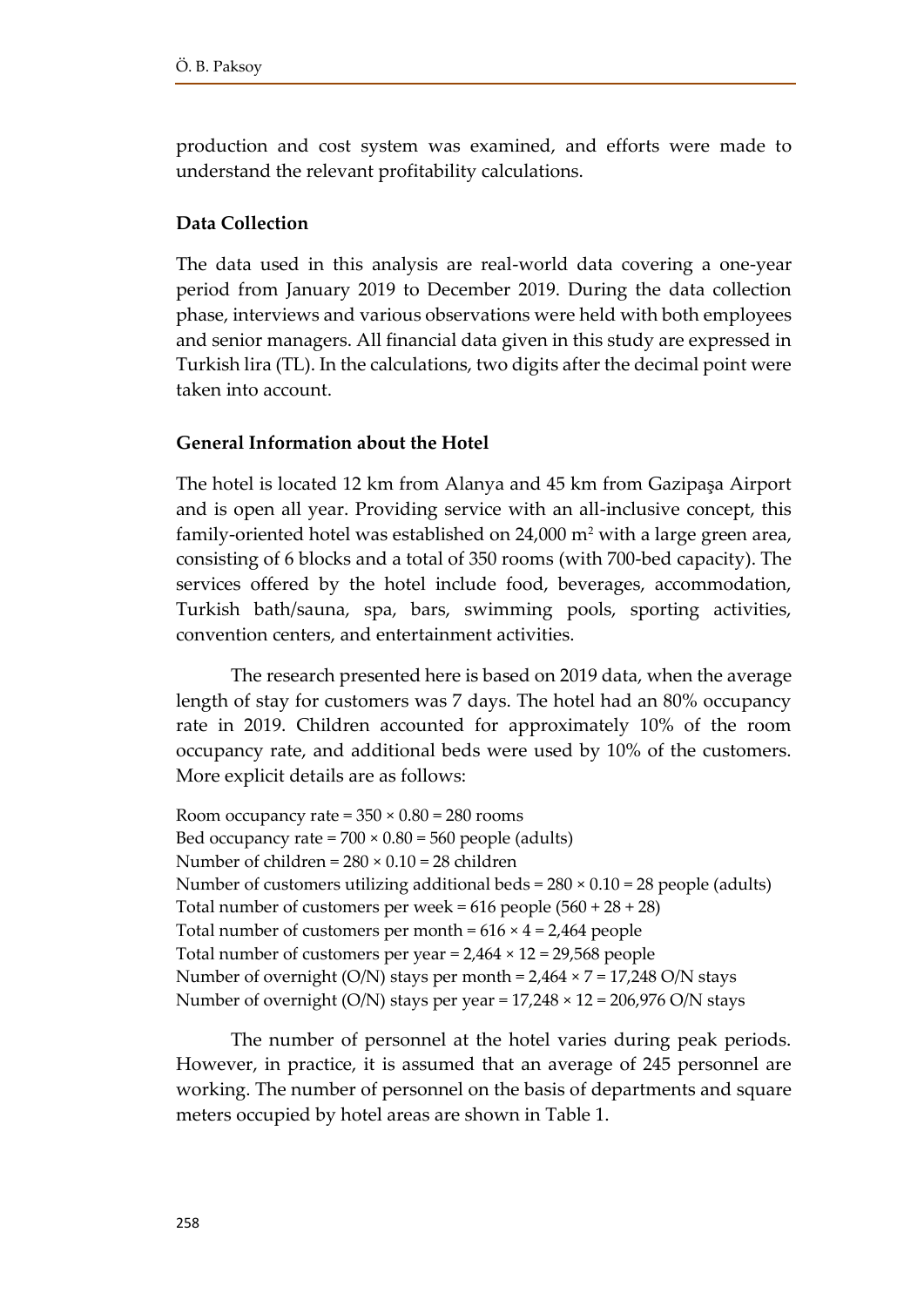production and cost system was examined, and efforts were made to understand the relevant profitability calculations.

### Data Collection

The data used in this analysis are real-world data covering a one-year period from January 2019 to December 2019. During the data collection phase, interviews and various observations were held with both employees and senior managers. All financial data given in this study are expressed in Turkish lira (TL). In the calculations, two digits after the decimal point were taken into account.

### General Information about the Hotel

The hotel is located 12 km from Alanya and 45 km from Gazipaşa Airport and is open all year. Providing service with an all-inclusive concept, this family-oriented hotel was established on 24,000 m$^2$ with a large green area, consisting of 6 blocks and a total of 350 rooms (with 700-bed capacity). The services offered by the hotel include food, beverages, accommodation, Turkish bath/sauna, spa, bars, swimming pools, sporting activities, convention centers, and entertainment activities.

The research presented here is based on 2019 data, when the average length of stay for customers was 7 days. The hotel had an 80% occupancy rate in 2019. Children accounted for approximately 10% of the room occupancy rate, and additional beds were used by 10% of the customers. More explicit details are as follows:

Room occupancy rate = 350 × 0.80 = 280 rooms  
Bed occupancy rate = 700 × 0.80 = 560 people (adults)  
Number of children = 280 × 0.10 = 28 children  
Number of customers utilizing additional beds = 280 × 0.10 = 28 people (adults)  
Total number of customers per week = 616 people (560 + 28 + 28)  
Total number of customers per month = 616 × 4 = 2,464 people  
Total number of customers per year = 2,464 × 12 = 29,568 people  
Number of overnight (O/N) stays per month = 2,464 × 7 = 17,248 O/N stays  
Number of overnight (O/N) stays per year = 17,248 × 12 = 206,976 O/N stays

The number of personnel at the hotel varies during peak periods. However, in practice, it is assumed that an average of 245 personnel are working. The number of personnel on the basis of departments and square meters occupied by hotel areas are shown in Table 1.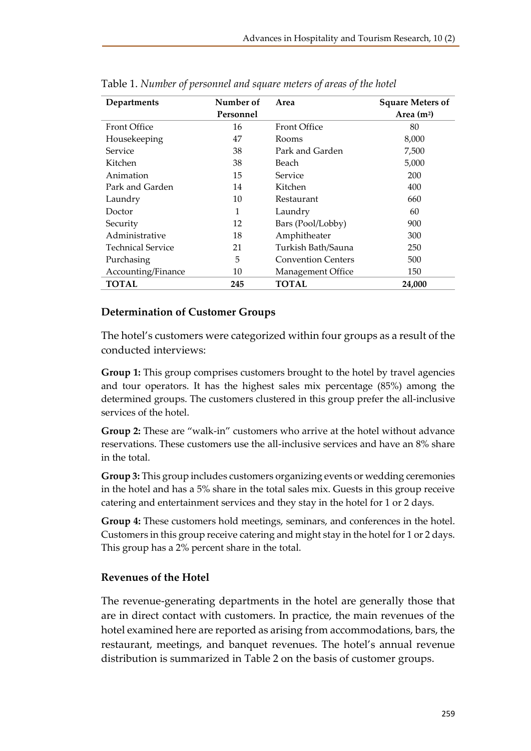Table 1. *Number of personnel and square meters of areas of the hotel*

| Departments | Number of Personnel | Area | Square Meters of Area (m²) |
|---|---|---|---|
| Front Office | 16 | Front Office | 80 |
| Housekeeping | 47 | Rooms | 8,000 |
| Service | 38 | Park and Garden | 7,500 |
| Kitchen | 38 | Beach | 5,000 |
| Animation | 15 | Service | 200 |
| Park and Garden | 14 | Kitchen | 400 |
| Laundry | 10 | Restaurant | 660 |
| Doctor | 1 | Laundry | 60 |
| Security | 12 | Bars (Pool/Lobby) | 900 |
| Administrative | 18 | Amphitheater | 300 |
| Technical Service | 21 | Turkish Bath/Sauna | 250 |
| Purchasing | 5 | Convention Centers | 500 |
| Accounting/Finance | 10 | Management Office | 150 |
| **TOTAL** | **245** | **TOTAL** | **24,000** |

## Determination of Customer Groups

The hotel's customers were categorized within four groups as a result of the conducted interviews:

**Group 1:** This group comprises customers brought to the hotel by travel agencies and tour operators. It has the highest sales mix percentage (85%) among the determined groups. The customers clustered in this group prefer the all-inclusive services of the hotel.

**Group 2:** These are "walk-in" customers who arrive at the hotel without advance reservations. These customers use the all-inclusive services and have an 8% share in the total.

**Group 3:** This group includes customers organizing events or wedding ceremonies in the hotel and has a 5% share in the total sales mix. Guests in this group receive catering and entertainment services and they stay in the hotel for 1 or 2 days.

**Group 4:** These customers hold meetings, seminars, and conferences in the hotel. Customers in this group receive catering and might stay in the hotel for 1 or 2 days. This group has a 2% percent share in the total.

## Revenues of the Hotel

The revenue-generating departments in the hotel are generally those that are in direct contact with customers. In practice, the main revenues of the hotel examined here are reported as arising from accommodations, bars, the restaurant, meetings, and banquet revenues. The hotel's annual revenue distribution is summarized in Table 2 on the basis of customer groups.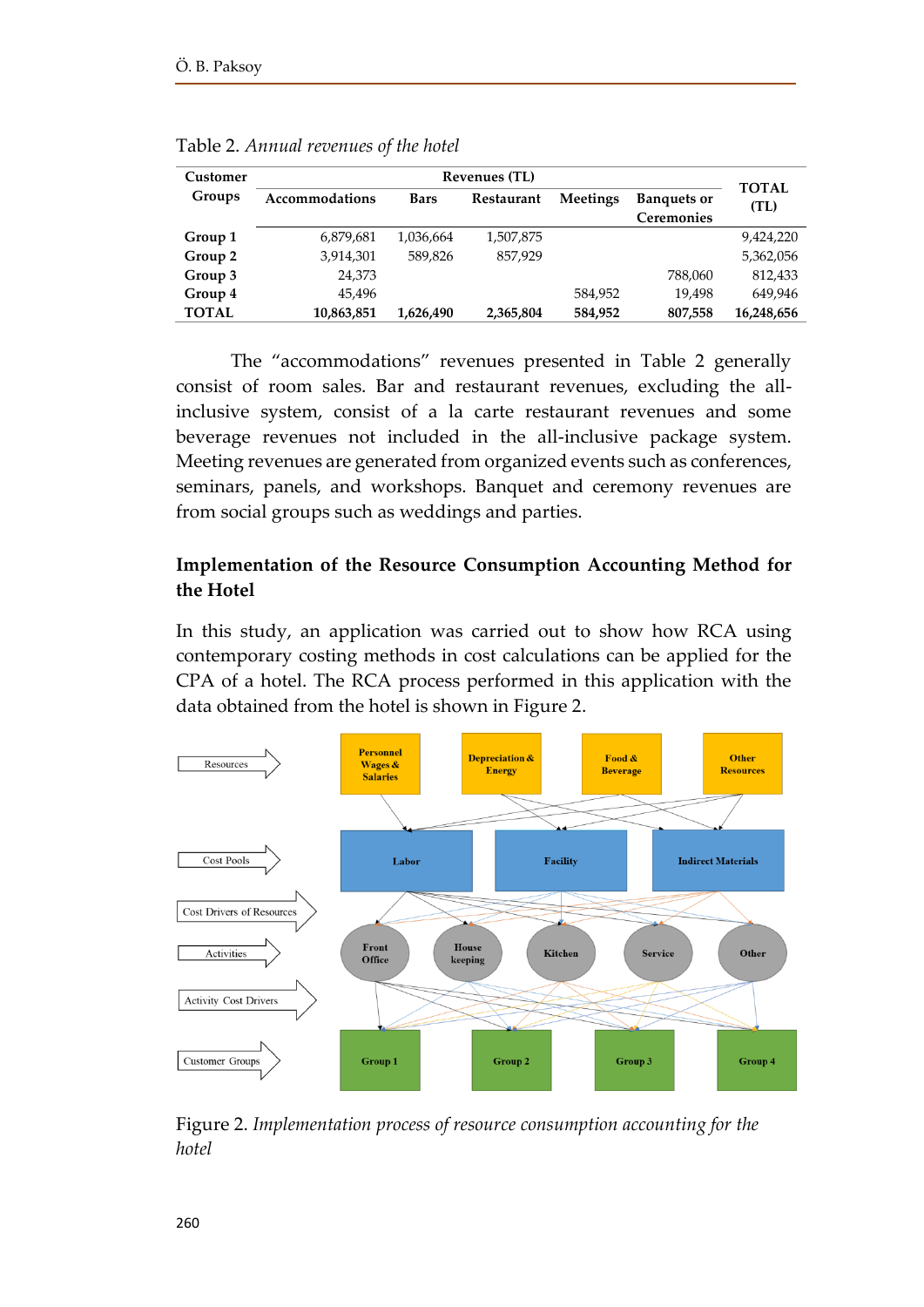Table 2. *Annual revenues of the hotel*

| Customer Groups | Revenues (TL) | | | | | TOTAL (TL) |
|---|---|---|---|---|---|---|
| | Accommodations | Bars | Restaurant | Meetings | Banquets or Ceremonies | |
| **Group 1** | 6,879,681 | 1,036,664 | 1,507,875 | | | 9,424,220 |
| **Group 2** | 3,914,301 | 589,826 | 857,929 | | | 5,362,056 |
| **Group 3** | 24,373 | | | | 788,060 | 812,433 |
| **Group 4** | 45,496 | | | 584,952 | 19,498 | 649,946 |
| **TOTAL** | **10,863,851** | **1,626,490** | **2,365,804** | **584,952** | **807,558** | **16,248,656** |

The "accommodations" revenues presented in Table 2 generally consist of room sales. Bar and restaurant revenues, excluding the all-inclusive system, consist of a la carte restaurant revenues and some beverage revenues not included in the all-inclusive package system. Meeting revenues are generated from organized events such as conferences, seminars, panels, and workshops. Banquet and ceremony revenues are from social groups such as weddings and parties.

## Implementation of the Resource Consumption Accounting Method for the Hotel

In this study, an application was carried out to show how RCA using contemporary costing methods in cost calculations can be applied for the CPA of a hotel. The RCA process performed in this application with the data obtained from the hotel is shown in Figure 2.

Figure 2. *Implementation process of resource consumption accounting for the hotel*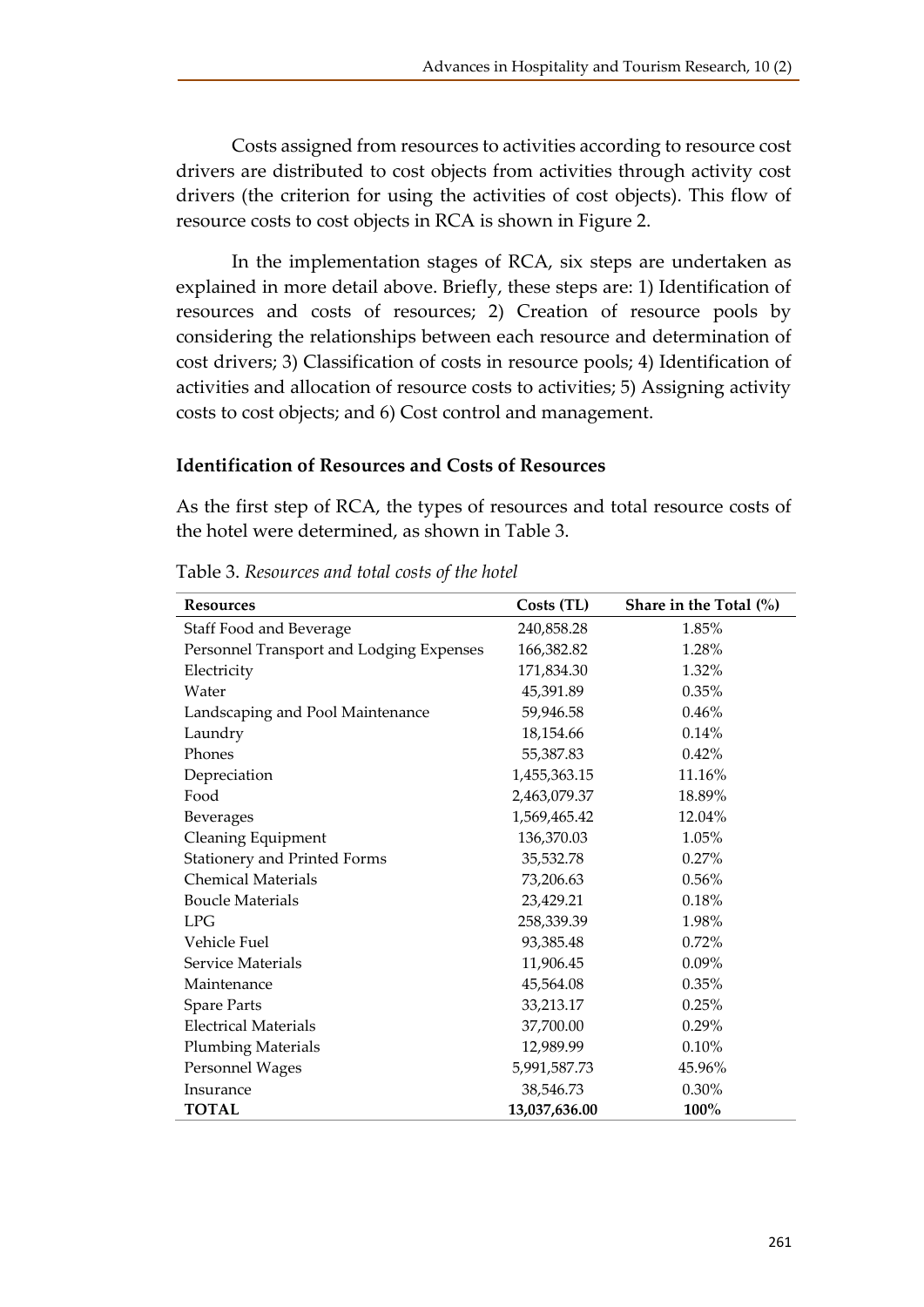Costs assigned from resources to activities according to resource cost drivers are distributed to cost objects from activities through activity cost drivers (the criterion for using the activities of cost objects). This flow of resource costs to cost objects in RCA is shown in Figure 2.

In the implementation stages of RCA, six steps are undertaken as explained in more detail above. Briefly, these steps are: 1) Identification of resources and costs of resources; 2) Creation of resource pools by considering the relationships between each resource and determination of cost drivers; 3) Classification of costs in resource pools; 4) Identification of activities and allocation of resource costs to activities; 5) Assigning activity costs to cost objects; and 6) Cost control and management.

### Identification of Resources and Costs of Resources

As the first step of RCA, the types of resources and total resource costs of the hotel were determined, as shown in Table 3.

Table 3. *Resources and total costs of the hotel*

| Resources | Costs (TL) | Share in the Total (%) |
|---|---|---|
| Staff Food and Beverage | 240,858.28 | 1.85% |
| Personnel Transport and Lodging Expenses | 166,382.82 | 1.28% |
| Electricity | 171,834.30 | 1.32% |
| Water | 45,391.89 | 0.35% |
| Landscaping and Pool Maintenance | 59,946.58 | 0.46% |
| Laundry | 18,154.66 | 0.14% |
| Phones | 55,387.83 | 0.42% |
| Depreciation | 1,455,363.15 | 11.16% |
| Food | 2,463,079.37 | 18.89% |
| Beverages | 1,569,465.42 | 12.04% |
| Cleaning Equipment | 136,370.03 | 1.05% |
| Stationery and Printed Forms | 35,532.78 | 0.27% |
| Chemical Materials | 73,206.63 | 0.56% |
| Boucle Materials | 23,429.21 | 0.18% |
| LPG | 258,339.39 | 1.98% |
| Vehicle Fuel | 93,385.48 | 0.72% |
| Service Materials | 11,906.45 | 0.09% |
| Maintenance | 45,564.08 | 0.35% |
| Spare Parts | 33,213.17 | 0.25% |
| Electrical Materials | 37,700.00 | 0.29% |
| Plumbing Materials | 12,989.99 | 0.10% |
| Personnel Wages | 5,991,587.73 | 45.96% |
| Insurance | 38,546.73 | 0.30% |
| **TOTAL** | **13,037,636.00** | **100%** |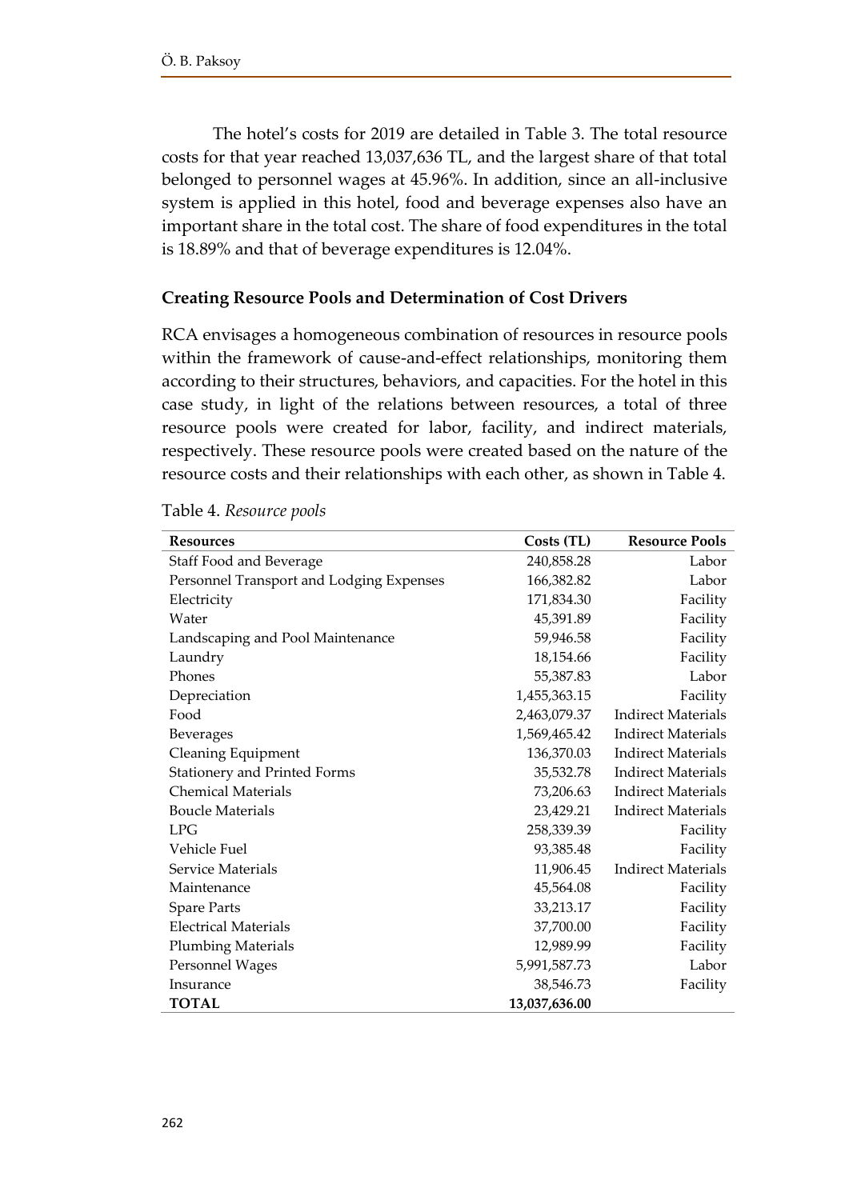The hotel's costs for 2019 are detailed in Table 3. The total resource costs for that year reached 13,037,636 TL, and the largest share of that total belonged to personnel wages at 45.96%. In addition, since an all-inclusive system is applied in this hotel, food and beverage expenses also have an important share in the total cost. The share of food expenditures in the total is 18.89% and that of beverage expenditures is 12.04%.

## Creating Resource Pools and Determination of Cost Drivers

RCA envisages a homogeneous combination of resources in resource pools within the framework of cause-and-effect relationships, monitoring them according to their structures, behaviors, and capacities. For the hotel in this case study, in light of the relations between resources, a total of three resource pools were created for labor, facility, and indirect materials, respectively. These resource pools were created based on the nature of the resource costs and their relationships with each other, as shown in Table 4.

Table 4. *Resource pools*

| Resources | Costs (TL) | Resource Pools |
|---|---:|---:|
| Staff Food and Beverage | 240,858.28 | Labor |
| Personnel Transport and Lodging Expenses | 166,382.82 | Labor |
| Electricity | 171,834.30 | Facility |
| Water | 45,391.89 | Facility |
| Landscaping and Pool Maintenance | 59,946.58 | Facility |
| Laundry | 18,154.66 | Facility |
| Phones | 55,387.83 | Labor |
| Depreciation | 1,455,363.15 | Facility |
| Food | 2,463,079.37 | Indirect Materials |
| Beverages | 1,569,465.42 | Indirect Materials |
| Cleaning Equipment | 136,370.03 | Indirect Materials |
| Stationery and Printed Forms | 35,532.78 | Indirect Materials |
| Chemical Materials | 73,206.63 | Indirect Materials |
| Boucle Materials | 23,429.21 | Indirect Materials |
| LPG | 258,339.39 | Facility |
| Vehicle Fuel | 93,385.48 | Facility |
| Service Materials | 11,906.45 | Indirect Materials |
| Maintenance | 45,564.08 | Facility |
| Spare Parts | 33,213.17 | Facility |
| Electrical Materials | 37,700.00 | Facility |
| Plumbing Materials | 12,989.99 | Facility |
| Personnel Wages | 5,991,587.73 | Labor |
| Insurance | 38,546.73 | Facility |
| **TOTAL** | **13,037,636.00** | |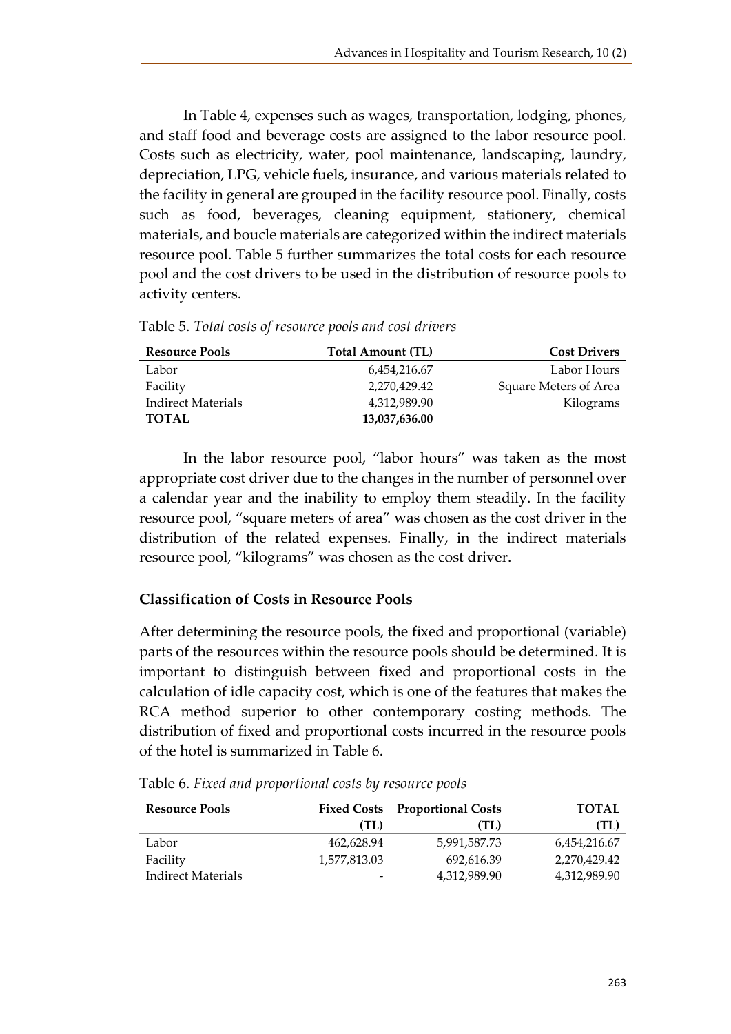In Table 4, expenses such as wages, transportation, lodging, phones, and staff food and beverage costs are assigned to the labor resource pool. Costs such as electricity, water, pool maintenance, landscaping, laundry, depreciation, LPG, vehicle fuels, insurance, and various materials related to the facility in general are grouped in the facility resource pool. Finally, costs such as food, beverages, cleaning equipment, stationery, chemical materials, and boucle materials are categorized within the indirect materials resource pool. Table 5 further summarizes the total costs for each resource pool and the cost drivers to be used in the distribution of resource pools to activity centers.

Table 5. *Total costs of resource pools and cost drivers*

| Resource Pools | Total Amount (TL) | Cost Drivers |
|---|---|---|
| Labor | 6,454,216.67 | Labor Hours |
| Facility | 2,270,429.42 | Square Meters of Area |
| Indirect Materials | 4,312,989.90 | Kilograms |
| **TOTAL** | **13,037,636.00** | |

In the labor resource pool, "labor hours" was taken as the most appropriate cost driver due to the changes in the number of personnel over a calendar year and the inability to employ them steadily. In the facility resource pool, "square meters of area" was chosen as the cost driver in the distribution of the related expenses. Finally, in the indirect materials resource pool, "kilograms" was chosen as the cost driver.

## Classification of Costs in Resource Pools

After determining the resource pools, the fixed and proportional (variable) parts of the resources within the resource pools should be determined. It is important to distinguish between fixed and proportional costs in the calculation of idle capacity cost, which is one of the features that makes the RCA method superior to other contemporary costing methods. The distribution of fixed and proportional costs incurred in the resource pools of the hotel is summarized in Table 6.

Table 6. *Fixed and proportional costs by resource pools*

| Resource Pools | Fixed Costs (TL) | Proportional Costs (TL) | TOTAL (TL) |
|---|---|---|---|
| Labor | 462,628.94 | 5,991,587.73 | 6,454,216.67 |
| Facility | 1,577,813.03 | 692,616.39 | 2,270,429.42 |
| Indirect Materials | - | 4,312,989.90 | 4,312,989.90 |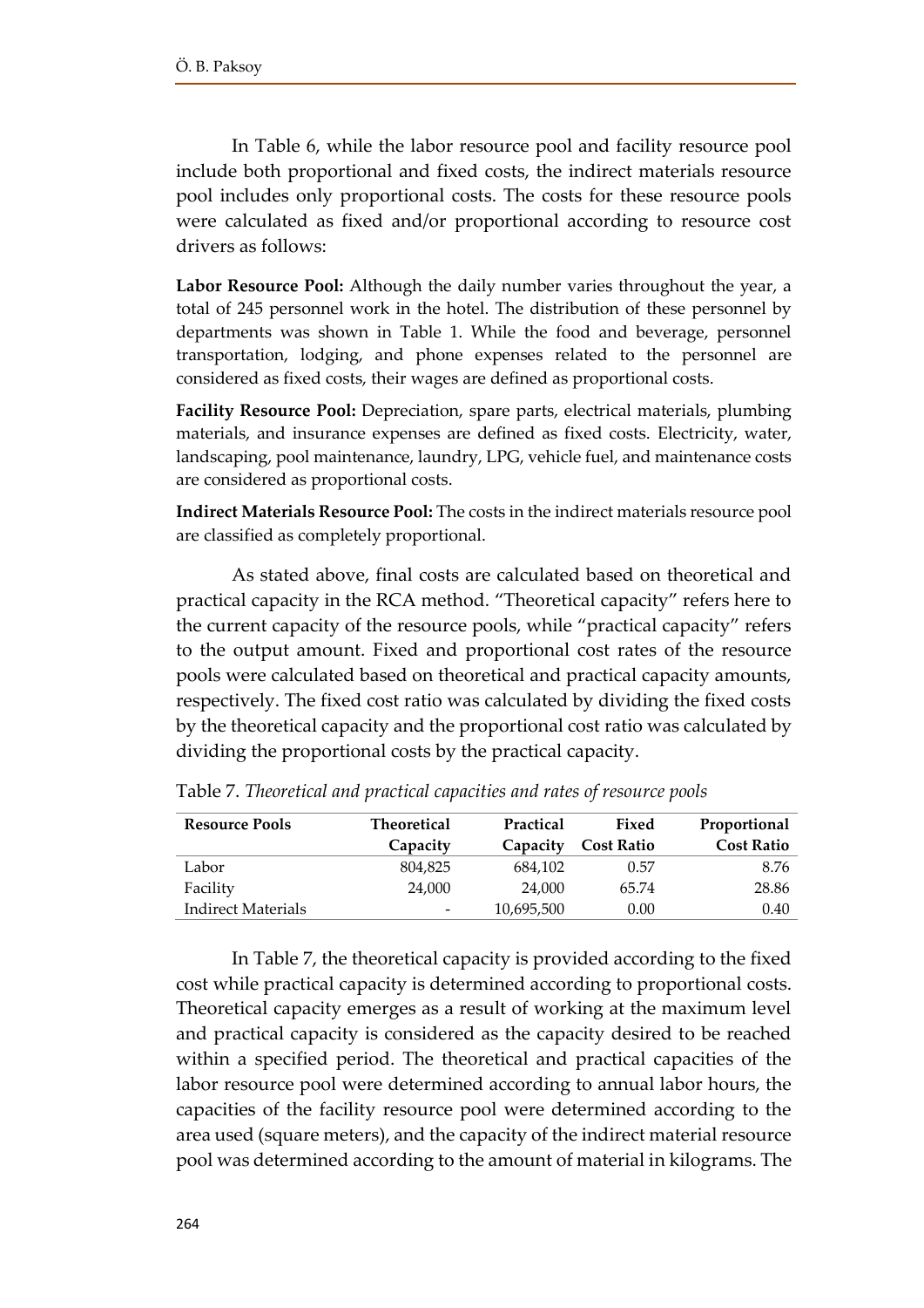In Table 6, while the labor resource pool and facility resource pool include both proportional and fixed costs, the indirect materials resource pool includes only proportional costs. The costs for these resource pools were calculated as fixed and/or proportional according to resource cost drivers as follows:

**Labor Resource Pool:** Although the daily number varies throughout the year, a total of 245 personnel work in the hotel. The distribution of these personnel by departments was shown in Table 1. While the food and beverage, personnel transportation, lodging, and phone expenses related to the personnel are considered as fixed costs, their wages are defined as proportional costs.

**Facility Resource Pool:** Depreciation, spare parts, electrical materials, plumbing materials, and insurance expenses are defined as fixed costs. Electricity, water, landscaping, pool maintenance, laundry, LPG, vehicle fuel, and maintenance costs are considered as proportional costs.

**Indirect Materials Resource Pool:** The costs in the indirect materials resource pool are classified as completely proportional.

As stated above, final costs are calculated based on theoretical and practical capacity in the RCA method. "Theoretical capacity" refers here to the current capacity of the resource pools, while "practical capacity" refers to the output amount. Fixed and proportional cost rates of the resource pools were calculated based on theoretical and practical capacity amounts, respectively. The fixed cost ratio was calculated by dividing the fixed costs by the theoretical capacity and the proportional cost ratio was calculated by dividing the proportional costs by the practical capacity.

Table 7. *Theoretical and practical capacities and rates of resource pools*

| Resource Pools | Theoretical Capacity | Practical Capacity | Fixed Cost Ratio | Proportional Cost Ratio |
|---|---|---|---|---|
| Labor | 804,825 | 684,102 | 0.57 | 8.76 |
| Facility | 24,000 | 24,000 | 65.74 | 28.86 |
| Indirect Materials | - | 10,695,500 | 0.00 | 0.40 |

In Table 7, the theoretical capacity is provided according to the fixed cost while practical capacity is determined according to proportional costs. Theoretical capacity emerges as a result of working at the maximum level and practical capacity is considered as the capacity desired to be reached within a specified period. The theoretical and practical capacities of the labor resource pool were determined according to annual labor hours, the capacities of the facility resource pool were determined according to the area used (square meters), and the capacity of the indirect material resource pool was determined according to the amount of material in kilograms. The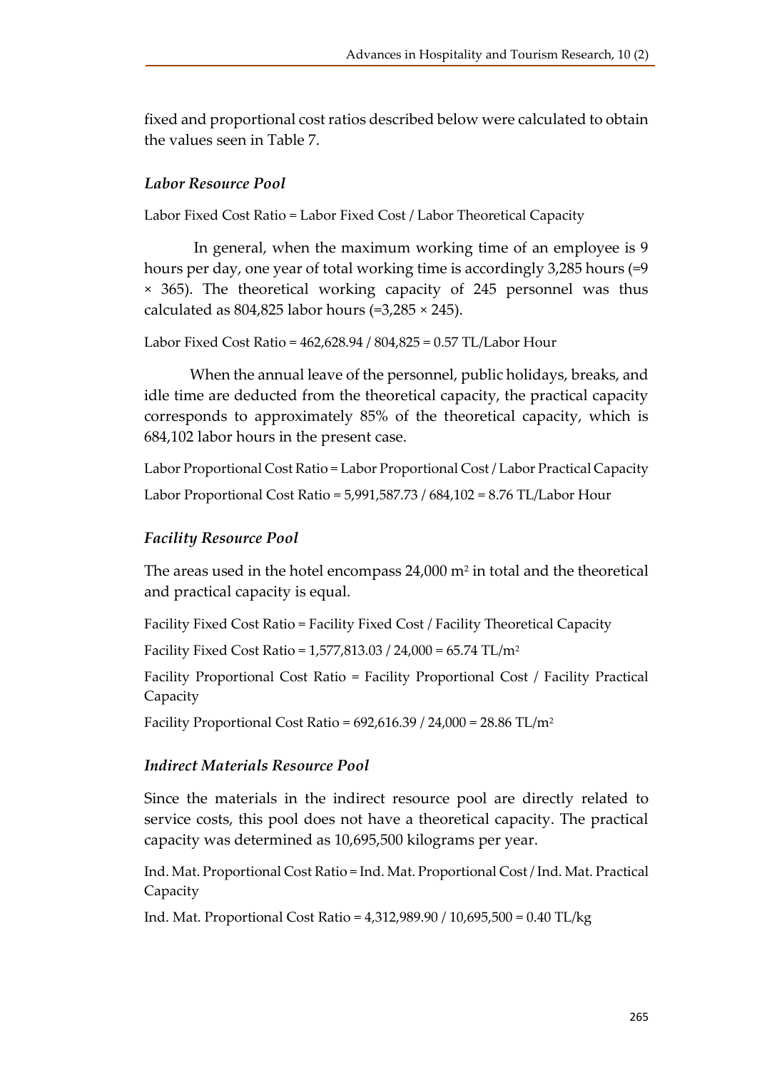fixed and proportional cost ratios described below were calculated to obtain the values seen in Table 7.

### *Labor Resource Pool*

Labor Fixed Cost Ratio = Labor Fixed Cost / Labor Theoretical Capacity

In general, when the maximum working time of an employee is 9 hours per day, one year of total working time is accordingly 3,285 hours (=9 × 365). The theoretical working capacity of 245 personnel was thus calculated as 804,825 labor hours (=3,285 × 245).

Labor Fixed Cost Ratio = 462,628.94 / 804,825 = 0.57 TL/Labor Hour

When the annual leave of the personnel, public holidays, breaks, and idle time are deducted from the theoretical capacity, the practical capacity corresponds to approximately 85% of the theoretical capacity, which is 684,102 labor hours in the present case.

Labor Proportional Cost Ratio = Labor Proportional Cost / Labor Practical Capacity

Labor Proportional Cost Ratio = 5,991,587.73 / 684,102 = 8.76 TL/Labor Hour

### *Facility Resource Pool*

The areas used in the hotel encompass 24,000 m$^2$ in total and the theoretical and practical capacity is equal.

Facility Fixed Cost Ratio = Facility Fixed Cost / Facility Theoretical Capacity

Facility Fixed Cost Ratio = 1,577,813.03 / 24,000 = 65.74 TL/m$^2$

Facility Proportional Cost Ratio = Facility Proportional Cost / Facility Practical Capacity

Facility Proportional Cost Ratio = 692,616.39 / 24,000 = 28.86 TL/m$^2$

### *Indirect Materials Resource Pool*

Since the materials in the indirect resource pool are directly related to service costs, this pool does not have a theoretical capacity. The practical capacity was determined as 10,695,500 kilograms per year.

Ind. Mat. Proportional Cost Ratio = Ind. Mat. Proportional Cost / Ind. Mat. Practical Capacity

Ind. Mat. Proportional Cost Ratio = 4,312,989.90 / 10,695,500 = 0.40 TL/kg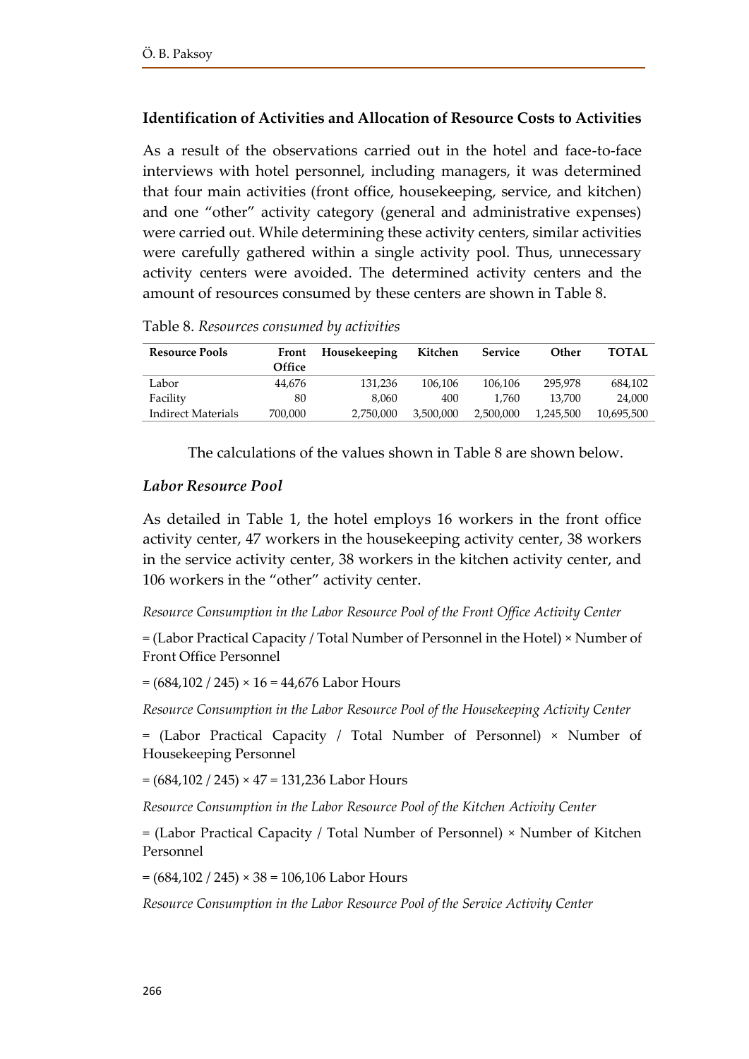### Identification of Activities and Allocation of Resource Costs to Activities

As a result of the observations carried out in the hotel and face-to-face interviews with hotel personnel, including managers, it was determined that four main activities (front office, housekeeping, service, and kitchen) and one "other" activity category (general and administrative expenses) were carried out. While determining these activity centers, similar activities were carefully gathered within a single activity pool. Thus, unnecessary activity centers were avoided. The determined activity centers and the amount of resources consumed by these centers are shown in Table 8.

Table 8. *Resources consumed by activities*

| Resource Pools | Front Office | Housekeeping | Kitchen | Service | Other | TOTAL |
|---|---|---|---|---|---|---|
| Labor | 44,676 | 131,236 | 106,106 | 106,106 | 295,978 | 684,102 |
| Facility | 80 | 8,060 | 400 | 1,760 | 13,700 | 24,000 |
| Indirect Materials | 700,000 | 2,750,000 | 3,500,000 | 2,500,000 | 1,245,500 | 10,695,500 |

The calculations of the values shown in Table 8 are shown below.

#### *Labor Resource Pool*

As detailed in Table 1, the hotel employs 16 workers in the front office activity center, 47 workers in the housekeeping activity center, 38 workers in the service activity center, 38 workers in the kitchen activity center, and 106 workers in the "other" activity center.

*Resource Consumption in the Labor Resource Pool of the Front Office Activity Center*

= (Labor Practical Capacity / Total Number of Personnel in the Hotel) × Number of Front Office Personnel

= (684,102 / 245) × 16 = 44,676 Labor Hours

*Resource Consumption in the Labor Resource Pool of the Housekeeping Activity Center*

= (Labor Practical Capacity / Total Number of Personnel) × Number of Housekeeping Personnel

= (684,102 / 245) × 47 = 131,236 Labor Hours

*Resource Consumption in the Labor Resource Pool of the Kitchen Activity Center*

= (Labor Practical Capacity / Total Number of Personnel) × Number of Kitchen Personnel

= (684,102 / 245) × 38 = 106,106 Labor Hours

*Resource Consumption in the Labor Resource Pool of the Service Activity Center*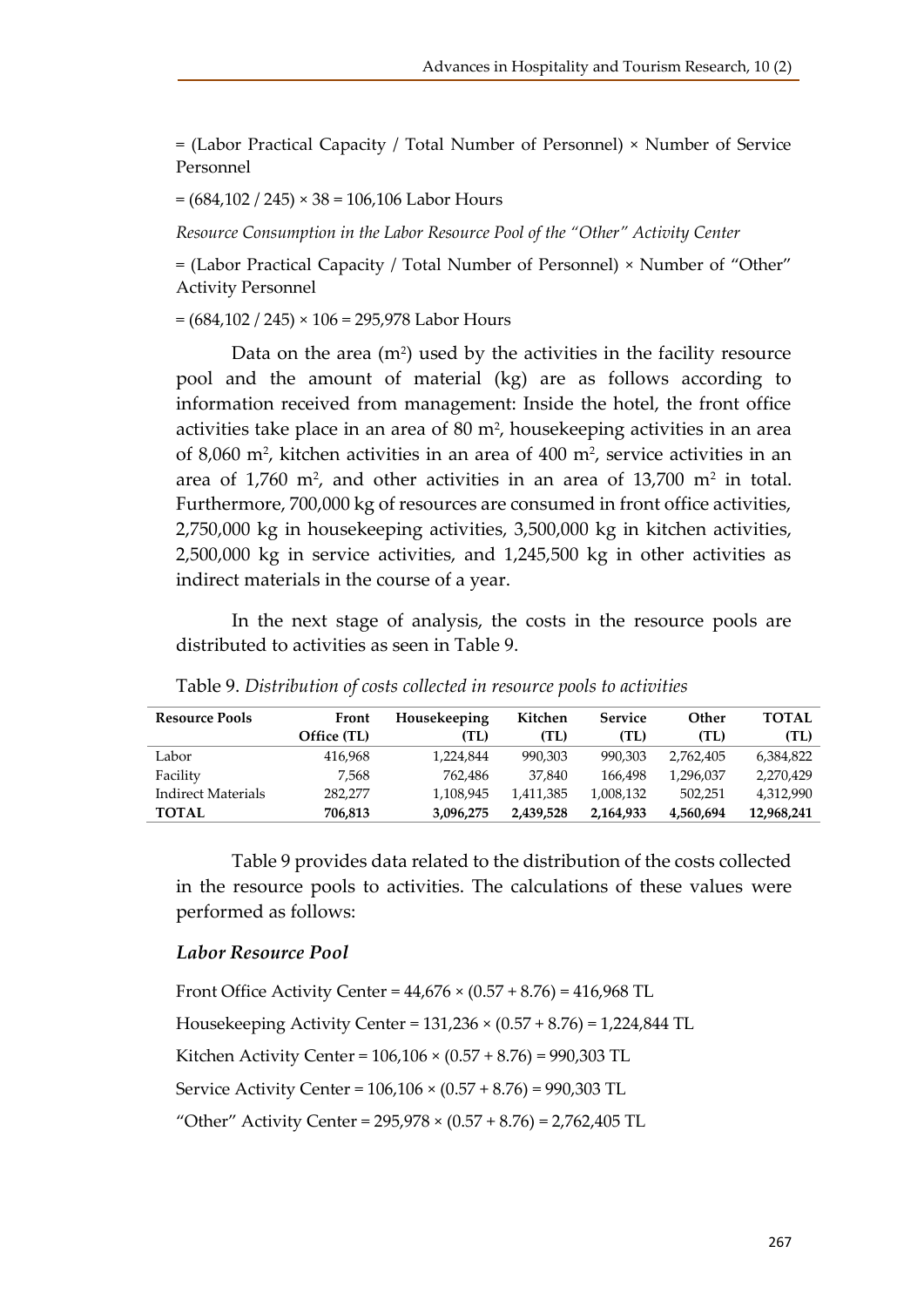= (Labor Practical Capacity / Total Number of Personnel) × Number of Service Personnel

= (684,102 / 245) × 38 = 106,106 Labor Hours

*Resource Consumption in the Labor Resource Pool of the "Other" Activity Center*

= (Labor Practical Capacity / Total Number of Personnel) × Number of "Other" Activity Personnel

= (684,102 / 245) × 106 = 295,978 Labor Hours

Data on the area ($m^2$) used by the activities in the facility resource pool and the amount of material (kg) are as follows according to information received from management: Inside the hotel, the front office activities take place in an area of 80 $m^2$, housekeeping activities in an area of 8,060 $m^2$, kitchen activities in an area of 400 $m^2$, service activities in an area of 1,760 $m^2$, and other activities in an area of 13,700 $m^2$ in total. Furthermore, 700,000 kg of resources are consumed in front office activities, 2,750,000 kg in housekeeping activities, 3,500,000 kg in kitchen activities, 2,500,000 kg in service activities, and 1,245,500 kg in other activities as indirect materials in the course of a year.

In the next stage of analysis, the costs in the resource pools are distributed to activities as seen in Table 9.

Table 9. *Distribution of costs collected in resource pools to activities*

| Resource Pools | Front Office (TL) | Housekeeping (TL) | Kitchen (TL) | Service (TL) | Other (TL) | TOTAL (TL) |
|---|---|---|---|---|---|---|
| Labor | 416,968 | 1,224,844 | 990,303 | 990,303 | 2,762,405 | 6,384,822 |
| Facility | 7,568 | 762,486 | 37,840 | 166,498 | 1,296,037 | 2,270,429 |
| Indirect Materials | 282,277 | 1,108,945 | 1,411,385 | 1,008,132 | 502,251 | 4,312,990 |
| **TOTAL** | **706,813** | **3,096,275** | **2,439,528** | **2,164,933** | **4,560,694** | **12,968,241** |

Table 9 provides data related to the distribution of the costs collected in the resource pools to activities. The calculations of these values were performed as follows:

### *Labor Resource Pool*

Front Office Activity Center = 44,676 × (0.57 + 8.76) = 416,968 TL

Housekeeping Activity Center = 131,236 × (0.57 + 8.76) = 1,224,844 TL

Kitchen Activity Center = 106,106 × (0.57 + 8.76) = 990,303 TL

Service Activity Center = 106,106 × (0.57 + 8.76) = 990,303 TL

"Other" Activity Center = 295,978 × (0.57 + 8.76) = 2,762,405 TL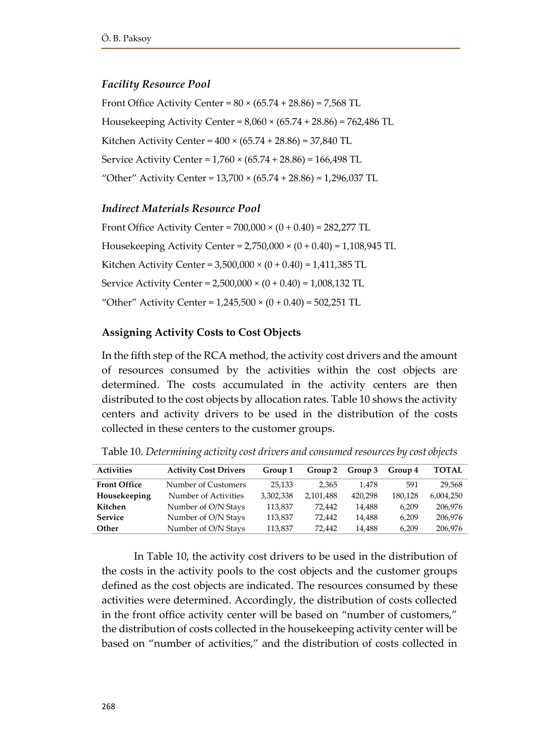### *Facility Resource Pool*

Front Office Activity Center = 80 × (65.74 + 28.86) = 7,568 TL

Housekeeping Activity Center = 8,060 × (65.74 + 28.86) = 762,486 TL

Kitchen Activity Center = 400 × (65.74 + 28.86) = 37,840 TL

Service Activity Center = 1,760 × (65.74 + 28.86) = 166,498 TL

"Other" Activity Center = 13,700 × (65.74 + 28.86) = 1,296,037 TL

### *Indirect Materials Resource Pool*

Front Office Activity Center = 700,000 × (0 + 0.40) = 282,277 TL

Housekeeping Activity Center = 2,750,000 × (0 + 0.40) = 1,108,945 TL

Kitchen Activity Center = 3,500,000 × (0 + 0.40) = 1,411,385 TL

Service Activity Center = 2,500,000 × (0 + 0.40) = 1,008,132 TL

"Other" Activity Center = 1,245,500 × (0 + 0.40) = 502,251 TL

### Assigning Activity Costs to Cost Objects

In the fifth step of the RCA method, the activity cost drivers and the amount of resources consumed by the activities within the cost objects are determined. The costs accumulated in the activity centers are then distributed to the cost objects by allocation rates. Table 10 shows the activity centers and activity drivers to be used in the distribution of the costs collected in these centers to the customer groups.

Table 10. *Determining activity cost drivers and consumed resources by cost objects*

| Activities | Activity Cost Drivers | Group 1 | Group 2 | Group 3 | Group 4 | TOTAL |
|---|---|---|---|---|---|---|
| **Front Office** | Number of Customers | 25,133 | 2,365 | 1,478 | 591 | 29,568 |
| **Housekeeping** | Number of Activities | 3,302,338 | 2,101,488 | 420,298 | 180,128 | 6,004,250 |
| **Kitchen** | Number of O/N Stays | 113,837 | 72,442 | 14,488 | 6,209 | 206,976 |
| **Service** | Number of O/N Stays | 113,837 | 72,442 | 14,488 | 6,209 | 206,976 |
| **Other** | Number of O/N Stays | 113,837 | 72,442 | 14,488 | 6,209 | 206,976 |

In Table 10, the activity cost drivers to be used in the distribution of the costs in the activity pools to the cost objects and the customer groups defined as the cost objects are indicated. The resources consumed by these activities were determined. Accordingly, the distribution of costs collected in the front office activity center will be based on "number of customers," the distribution of costs collected in the housekeeping activity center will be based on "number of activities," and the distribution of costs collected in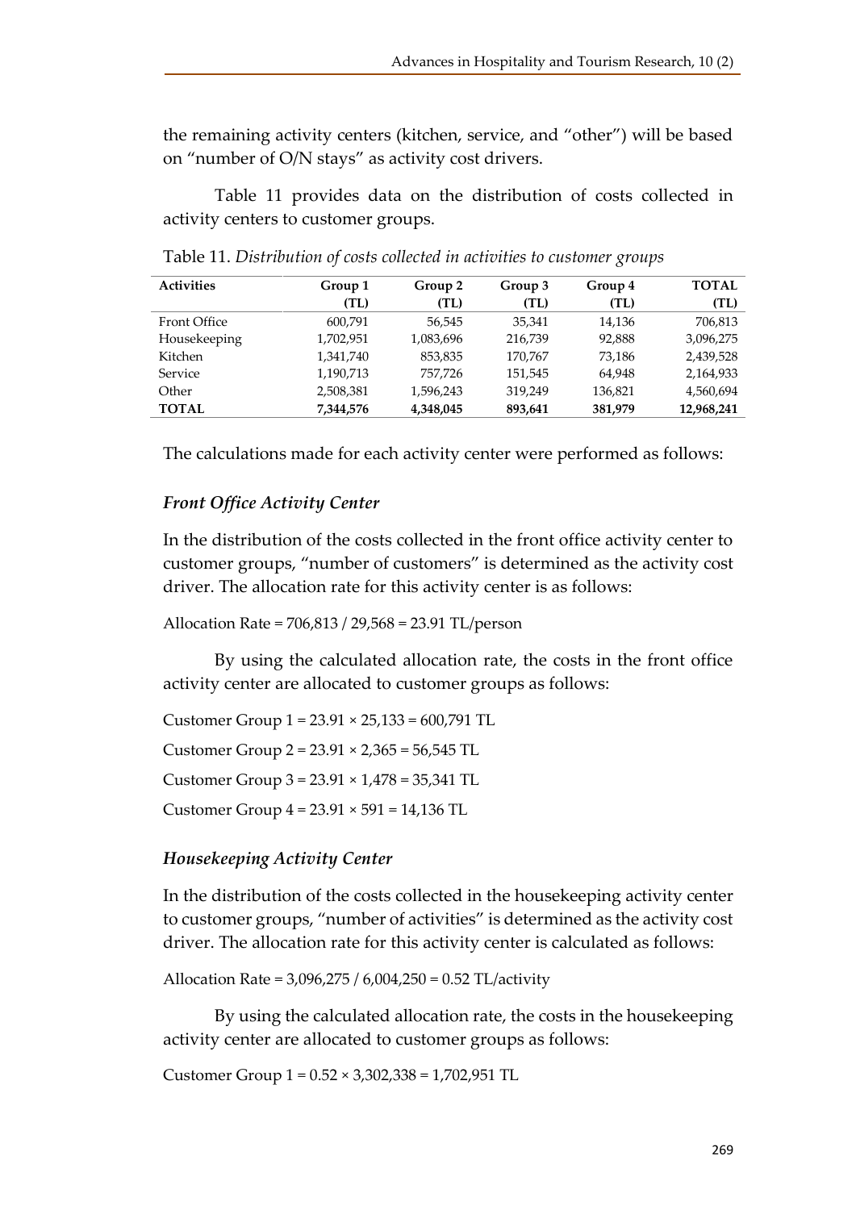the remaining activity centers (kitchen, service, and "other") will be based on "number of O/N stays" as activity cost drivers.

Table 11 provides data on the distribution of costs collected in activity centers to customer groups.

Table 11. *Distribution of costs collected in activities to customer groups*

| Activities | Group 1 (TL) | Group 2 (TL) | Group 3 (TL) | Group 4 (TL) | TOTAL (TL) |
|---|---|---|---|---|---|
| Front Office | 600,791 | 56,545 | 35,341 | 14,136 | 706,813 |
| Housekeeping | 1,702,951 | 1,083,696 | 216,739 | 92,888 | 3,096,275 |
| Kitchen | 1,341,740 | 853,835 | 170,767 | 73,186 | 2,439,528 |
| Service | 1,190,713 | 757,726 | 151,545 | 64,948 | 2,164,933 |
| Other | 2,508,381 | 1,596,243 | 319,249 | 136,821 | 4,560,694 |
| **TOTAL** | **7,344,576** | **4,348,045** | **893,641** | **381,979** | **12,968,241** |

The calculations made for each activity center were performed as follows:

### *Front Office Activity Center*

In the distribution of the costs collected in the front office activity center to customer groups, "number of customers" is determined as the activity cost driver. The allocation rate for this activity center is as follows:

Allocation Rate = 706,813 / 29,568 = 23.91 TL/person

By using the calculated allocation rate, the costs in the front office activity center are allocated to customer groups as follows:

Customer Group 1 = 23.91 × 25,133 = 600,791 TL

Customer Group 2 = 23.91 × 2,365 = 56,545 TL

Customer Group 3 = 23.91 × 1,478 = 35,341 TL

Customer Group 4 = 23.91 × 591 = 14,136 TL

### *Housekeeping Activity Center*

In the distribution of the costs collected in the housekeeping activity center to customer groups, "number of activities" is determined as the activity cost driver. The allocation rate for this activity center is calculated as follows:

Allocation Rate = 3,096,275 / 6,004,250 = 0.52 TL/activity

By using the calculated allocation rate, the costs in the housekeeping activity center are allocated to customer groups as follows:

Customer Group 1 = 0.52 × 3,302,338 = 1,702,951 TL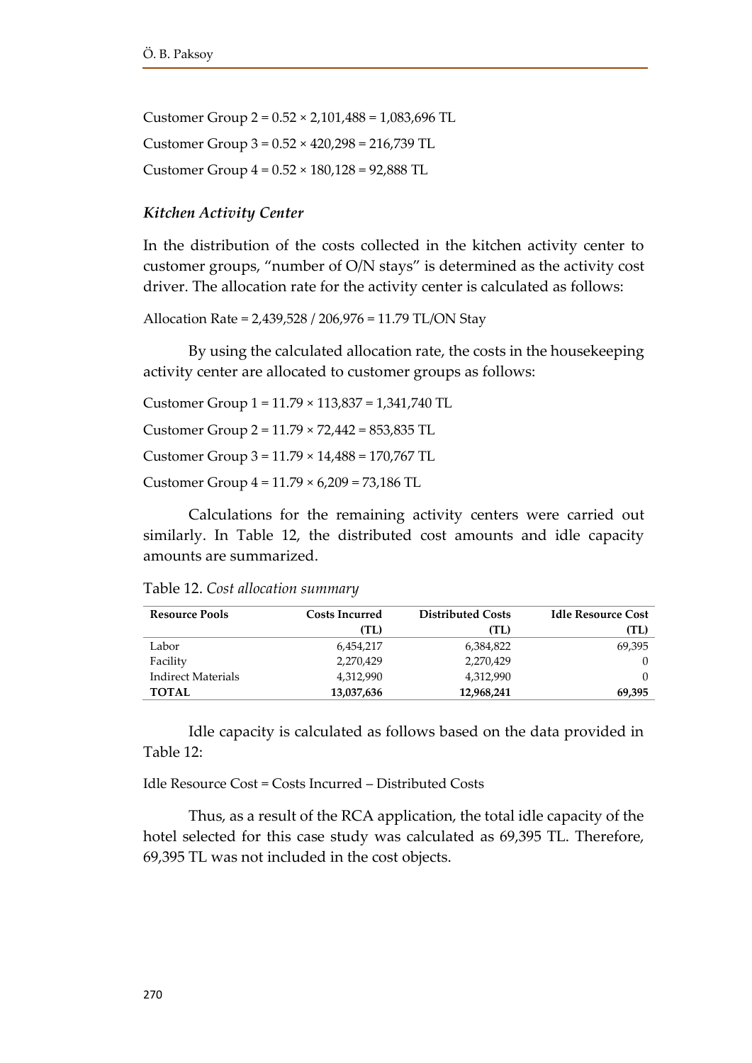Customer Group 2 = 0.52 × 2,101,488 = 1,083,696 TL

Customer Group 3 = 0.52 × 420,298 = 216,739 TL

Customer Group 4 = 0.52 × 180,128 = 92,888 TL

### *Kitchen Activity Center*

In the distribution of the costs collected in the kitchen activity center to customer groups, "number of O/N stays" is determined as the activity cost driver. The allocation rate for the activity center is calculated as follows:

Allocation Rate = 2,439,528 / 206,976 = 11.79 TL/ON Stay

By using the calculated allocation rate, the costs in the housekeeping activity center are allocated to customer groups as follows:

Customer Group 1 = 11.79 × 113,837 = 1,341,740 TL

Customer Group 2 = 11.79 × 72,442 = 853,835 TL

Customer Group 3 = 11.79 × 14,488 = 170,767 TL

Customer Group 4 = 11.79 × 6,209 = 73,186 TL

Calculations for the remaining activity centers were carried out similarly. In Table 12, the distributed cost amounts and idle capacity amounts are summarized.

Table 12. *Cost allocation summary*

| Resource Pools | Costs Incurred (TL) | Distributed Costs (TL) | Idle Resource Cost (TL) |
|---|---|---|---|
| Labor | 6,454,217 | 6,384,822 | 69,395 |
| Facility | 2,270,429 | 2,270,429 | 0 |
| Indirect Materials | 4,312,990 | 4,312,990 | 0 |
| **TOTAL** | **13,037,636** | **12,968,241** | **69,395** |

Idle capacity is calculated as follows based on the data provided in Table 12:

Idle Resource Cost = Costs Incurred – Distributed Costs

Thus, as a result of the RCA application, the total idle capacity of the hotel selected for this case study was calculated as 69,395 TL. Therefore, 69,395 TL was not included in the cost objects.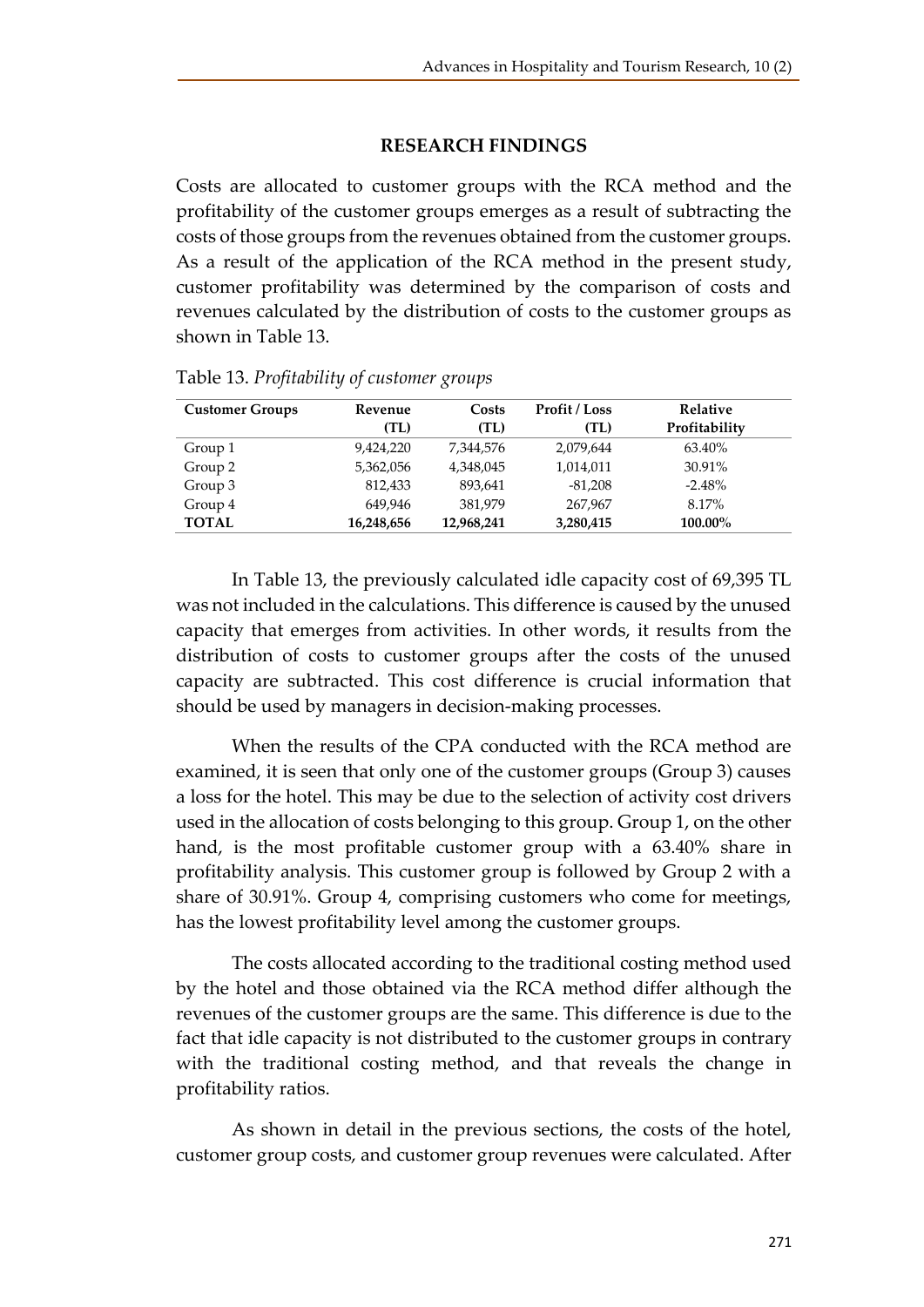## RESEARCH FINDINGS

Costs are allocated to customer groups with the RCA method and the profitability of the customer groups emerges as a result of subtracting the costs of those groups from the revenues obtained from the customer groups. As a result of the application of the RCA method in the present study, customer profitability was determined by the comparison of costs and revenues calculated by the distribution of costs to the customer groups as shown in Table 13.

Table 13. *Profitability of customer groups*

| Customer Groups | Revenue (TL) | Costs (TL) | Profit / Loss (TL) | Relative Profitability |
|---|---|---|---|---|
| Group 1 | 9,424,220 | 7,344,576 | 2,079,644 | 63.40% |
| Group 2 | 5,362,056 | 4,348,045 | 1,014,011 | 30.91% |
| Group 3 | 812,433 | 893,641 | -81,208 | -2.48% |
| Group 4 | 649,946 | 381,979 | 267,967 | 8.17% |
| **TOTAL** | **16,248,656** | **12,968,241** | **3,280,415** | **100.00%** |

In Table 13, the previously calculated idle capacity cost of 69,395 TL was not included in the calculations. This difference is caused by the unused capacity that emerges from activities. In other words, it results from the distribution of costs to customer groups after the costs of the unused capacity are subtracted. This cost difference is crucial information that should be used by managers in decision-making processes.

When the results of the CPA conducted with the RCA method are examined, it is seen that only one of the customer groups (Group 3) causes a loss for the hotel. This may be due to the selection of activity cost drivers used in the allocation of costs belonging to this group. Group 1, on the other hand, is the most profitable customer group with a 63.40% share in profitability analysis. This customer group is followed by Group 2 with a share of 30.91%. Group 4, comprising customers who come for meetings, has the lowest profitability level among the customer groups.

The costs allocated according to the traditional costing method used by the hotel and those obtained via the RCA method differ although the revenues of the customer groups are the same. This difference is due to the fact that idle capacity is not distributed to the customer groups in contrary with the traditional costing method, and that reveals the change in profitability ratios.

As shown in detail in the previous sections, the costs of the hotel, customer group costs, and customer group revenues were calculated. After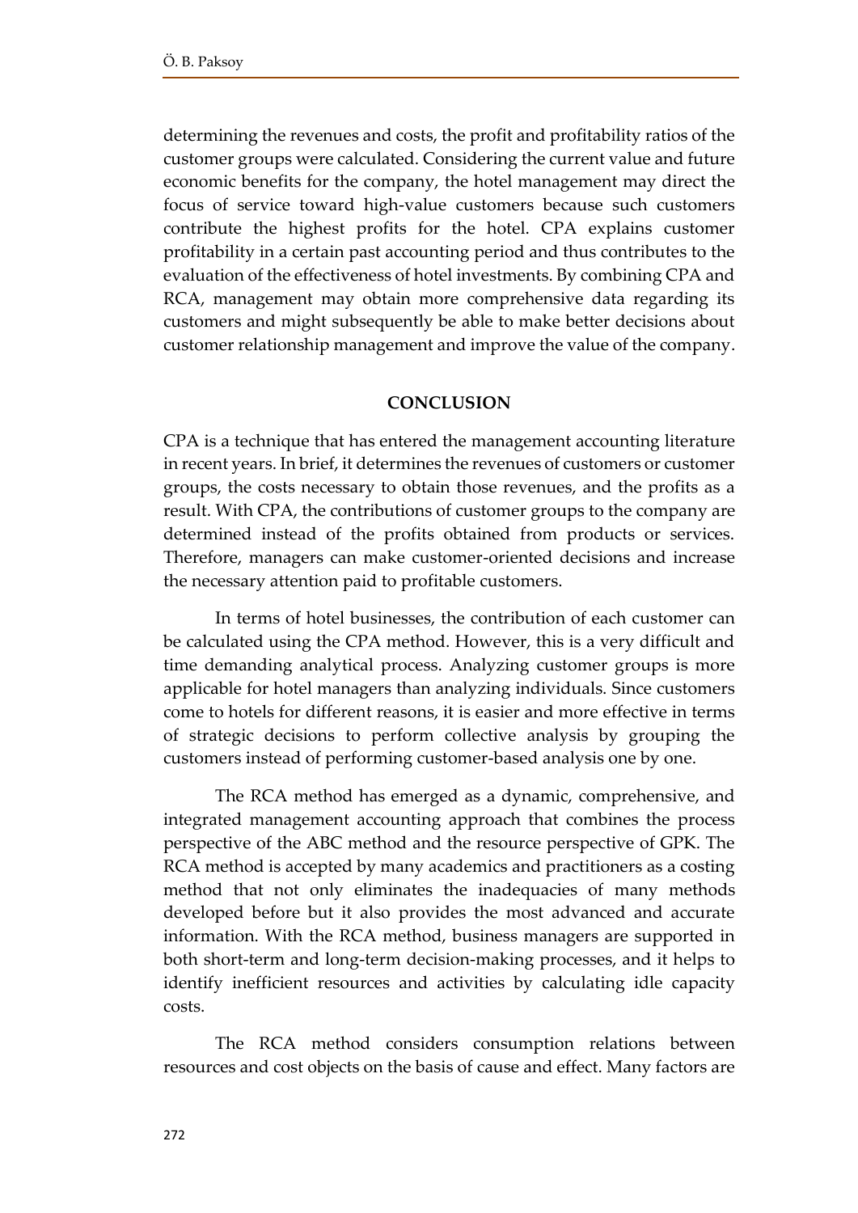determining the revenues and costs, the profit and profitability ratios of the customer groups were calculated. Considering the current value and future economic benefits for the company, the hotel management may direct the focus of service toward high-value customers because such customers contribute the highest profits for the hotel. CPA explains customer profitability in a certain past accounting period and thus contributes to the evaluation of the effectiveness of hotel investments. By combining CPA and RCA, management may obtain more comprehensive data regarding its customers and might subsequently be able to make better decisions about customer relationship management and improve the value of the company.

## CONCLUSION

CPA is a technique that has entered the management accounting literature in recent years. In brief, it determines the revenues of customers or customer groups, the costs necessary to obtain those revenues, and the profits as a result. With CPA, the contributions of customer groups to the company are determined instead of the profits obtained from products or services. Therefore, managers can make customer-oriented decisions and increase the necessary attention paid to profitable customers.

In terms of hotel businesses, the contribution of each customer can be calculated using the CPA method. However, this is a very difficult and time demanding analytical process. Analyzing customer groups is more applicable for hotel managers than analyzing individuals. Since customers come to hotels for different reasons, it is easier and more effective in terms of strategic decisions to perform collective analysis by grouping the customers instead of performing customer-based analysis one by one.

The RCA method has emerged as a dynamic, comprehensive, and integrated management accounting approach that combines the process perspective of the ABC method and the resource perspective of GPK. The RCA method is accepted by many academics and practitioners as a costing method that not only eliminates the inadequacies of many methods developed before but it also provides the most advanced and accurate information. With the RCA method, business managers are supported in both short-term and long-term decision-making processes, and it helps to identify inefficient resources and activities by calculating idle capacity costs.

The RCA method considers consumption relations between resources and cost objects on the basis of cause and effect. Many factors are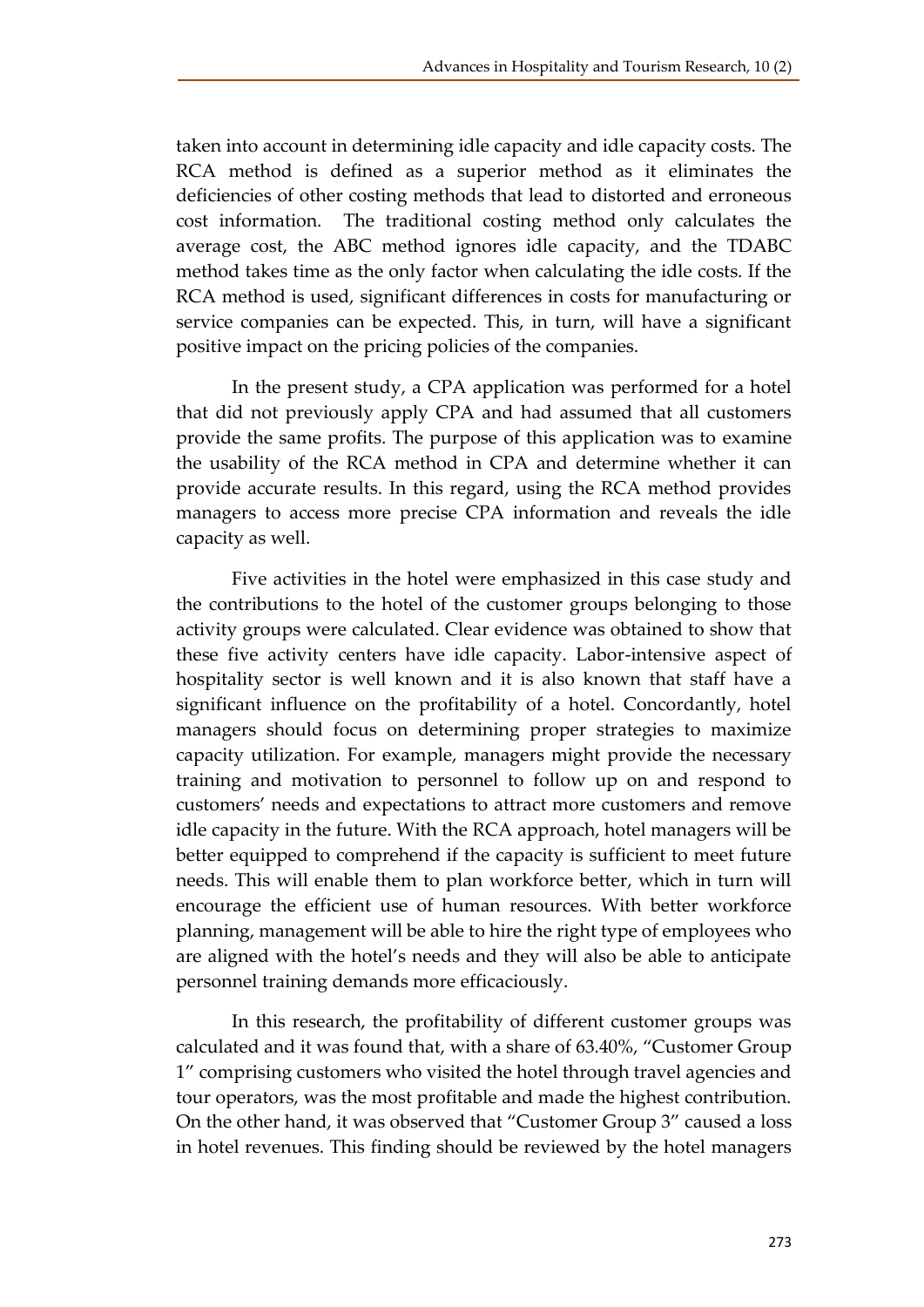taken into account in determining idle capacity and idle capacity costs. The RCA method is defined as a superior method as it eliminates the deficiencies of other costing methods that lead to distorted and erroneous cost information. The traditional costing method only calculates the average cost, the ABC method ignores idle capacity, and the TDABC method takes time as the only factor when calculating the idle costs. If the RCA method is used, significant differences in costs for manufacturing or service companies can be expected. This, in turn, will have a significant positive impact on the pricing policies of the companies.

In the present study, a CPA application was performed for a hotel that did not previously apply CPA and had assumed that all customers provide the same profits. The purpose of this application was to examine the usability of the RCA method in CPA and determine whether it can provide accurate results. In this regard, using the RCA method provides managers to access more precise CPA information and reveals the idle capacity as well.

Five activities in the hotel were emphasized in this case study and the contributions to the hotel of the customer groups belonging to those activity groups were calculated. Clear evidence was obtained to show that these five activity centers have idle capacity. Labor-intensive aspect of hospitality sector is well known and it is also known that staff have a significant influence on the profitability of a hotel. Concordantly, hotel managers should focus on determining proper strategies to maximize capacity utilization. For example, managers might provide the necessary training and motivation to personnel to follow up on and respond to customers' needs and expectations to attract more customers and remove idle capacity in the future. With the RCA approach, hotel managers will be better equipped to comprehend if the capacity is sufficient to meet future needs. This will enable them to plan workforce better, which in turn will encourage the efficient use of human resources. With better workforce planning, management will be able to hire the right type of employees who are aligned with the hotel's needs and they will also be able to anticipate personnel training demands more efficaciously.

In this research, the profitability of different customer groups was calculated and it was found that, with a share of 63.40%, "Customer Group 1" comprising customers who visited the hotel through travel agencies and tour operators, was the most profitable and made the highest contribution. On the other hand, it was observed that "Customer Group 3" caused a loss in hotel revenues. This finding should be reviewed by the hotel managers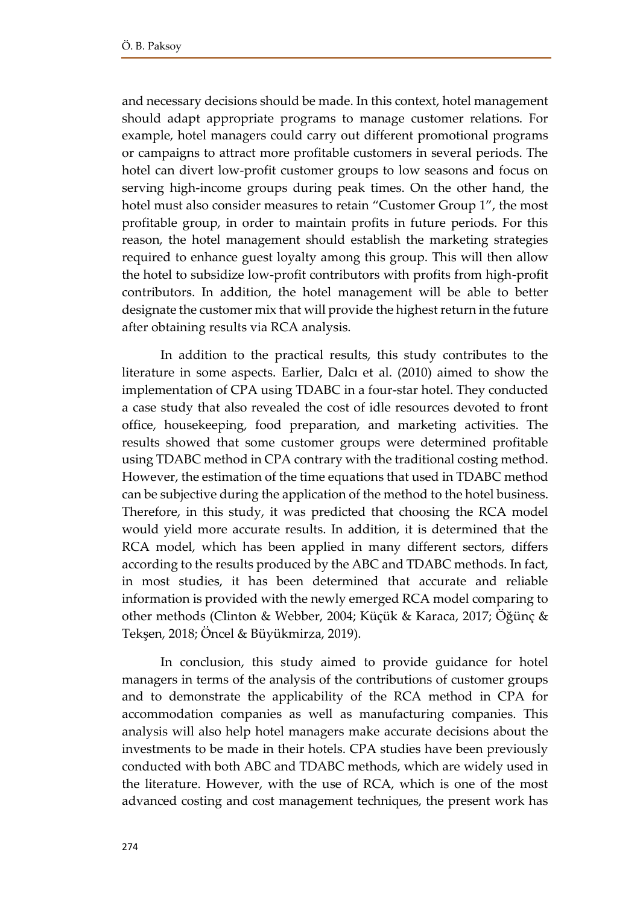and necessary decisions should be made. In this context, hotel management should adapt appropriate programs to manage customer relations. For example, hotel managers could carry out different promotional programs or campaigns to attract more profitable customers in several periods. The hotel can divert low-profit customer groups to low seasons and focus on serving high-income groups during peak times. On the other hand, the hotel must also consider measures to retain "Customer Group 1", the most profitable group, in order to maintain profits in future periods. For this reason, the hotel management should establish the marketing strategies required to enhance guest loyalty among this group. This will then allow the hotel to subsidize low-profit contributors with profits from high-profit contributors. In addition, the hotel management will be able to better designate the customer mix that will provide the highest return in the future after obtaining results via RCA analysis.

In addition to the practical results, this study contributes to the literature in some aspects. Earlier, Dalcı et al. (2010) aimed to show the implementation of CPA using TDABC in a four-star hotel. They conducted a case study that also revealed the cost of idle resources devoted to front office, housekeeping, food preparation, and marketing activities. The results showed that some customer groups were determined profitable using TDABC method in CPA contrary with the traditional costing method. However, the estimation of the time equations that used in TDABC method can be subjective during the application of the method to the hotel business. Therefore, in this study, it was predicted that choosing the RCA model would yield more accurate results. In addition, it is determined that the RCA model, which has been applied in many different sectors, differs according to the results produced by the ABC and TDABC methods. In fact, in most studies, it has been determined that accurate and reliable information is provided with the newly emerged RCA model comparing to other methods (Clinton & Webber, 2004; Küçük & Karaca, 2017; Öğünç & Tekşen, 2018; Öncel & Büyükmirza, 2019).

In conclusion, this study aimed to provide guidance for hotel managers in terms of the analysis of the contributions of customer groups and to demonstrate the applicability of the RCA method in CPA for accommodation companies as well as manufacturing companies. This analysis will also help hotel managers make accurate decisions about the investments to be made in their hotels. CPA studies have been previously conducted with both ABC and TDABC methods, which are widely used in the literature. However, with the use of RCA, which is one of the most advanced costing and cost management techniques, the present work has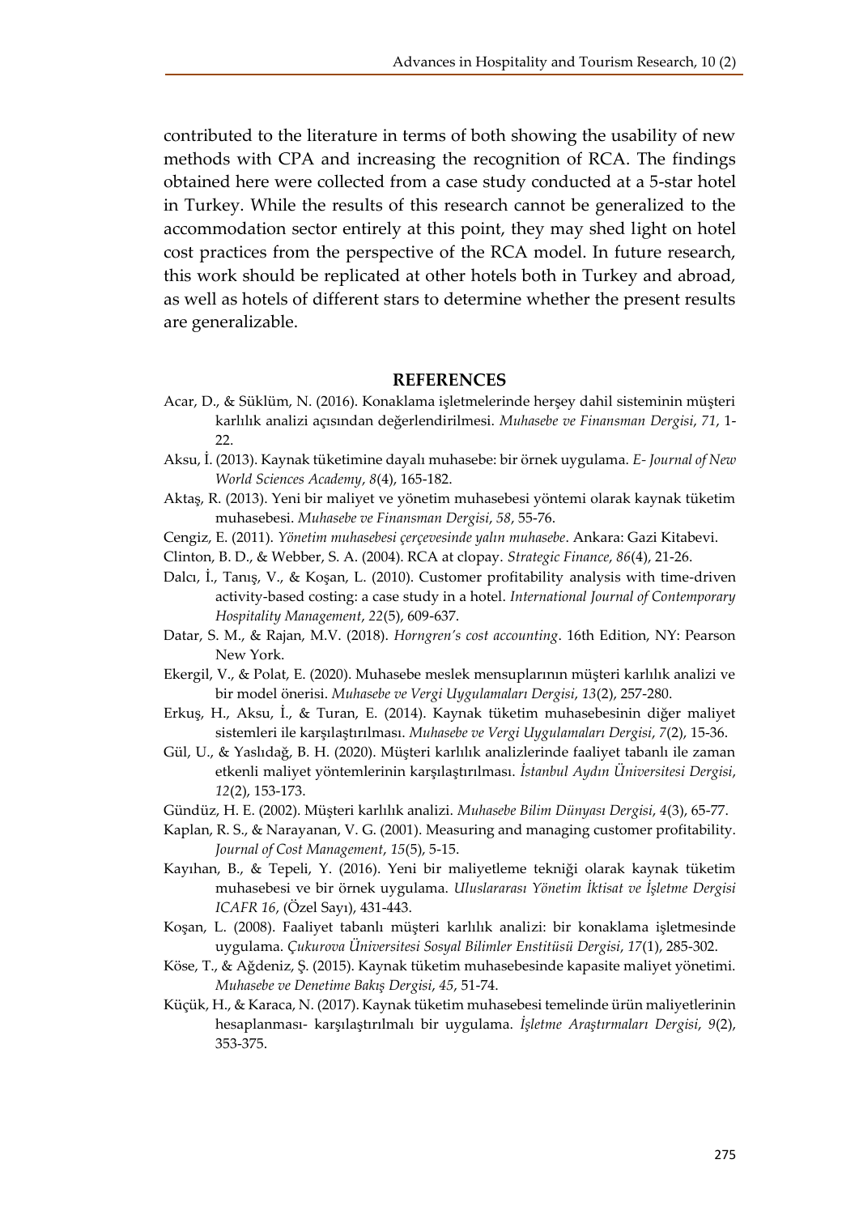contributed to the literature in terms of both showing the usability of new methods with CPA and increasing the recognition of RCA. The findings obtained here were collected from a case study conducted at a 5-star hotel in Turkey. While the results of this research cannot be generalized to the accommodation sector entirely at this point, they may shed light on hotel cost practices from the perspective of the RCA model. In future research, this work should be replicated at other hotels both in Turkey and abroad, as well as hotels of different stars to determine whether the present results are generalizable.

## REFERENCES

Acar, D., & Süklüm, N. (2016). Konaklama işletmelerinde herşey dahil sisteminin müşteri karlılık analizi açısından değerlendirilmesi. *Muhasebe ve Finansman Dergisi*, *71*, 1-22.

Aksu, İ. (2013). Kaynak tüketimine dayalı muhasebe: bir örnek uygulama. *E- Journal of New World Sciences Academy*, *8*(4), 165-182.

Aktaş, R. (2013). Yeni bir maliyet ve yönetim muhasebesi yöntemi olarak kaynak tüketim muhasebesi. *Muhasebe ve Finansman Dergisi*, *58*, 55-76.

Cengiz, E. (2011). *Yönetim muhasebesi çerçevesinde yalın muhasebe*. Ankara: Gazi Kitabevi.

Clinton, B. D., & Webber, S. A. (2004). RCA at clopay. *Strategic Finance*, *86*(4), 21-26.

Dalcı, İ., Tanış, V., & Koşan, L. (2010). Customer profitability analysis with time-driven activity-based costing: a case study in a hotel. *International Journal of Contemporary Hospitality Management*, *22*(5), 609-637.

Datar, S. M., & Rajan, M.V. (2018). *Horngren's cost accounting*. 16th Edition, NY: Pearson New York.

Ekergil, V., & Polat, E. (2020). Muhasebe meslek mensuplarının müşteri karlılık analizi ve bir model önerisi. *Muhasebe ve Vergi Uygulamaları Dergisi*, *13*(2), 257-280.

Erkuş, H., Aksu, İ., & Turan, E. (2014). Kaynak tüketim muhasebesinin diğer maliyet sistemleri ile karşılaştırılması. *Muhasebe ve Vergi Uygulamaları Dergisi*, *7*(2), 15-36.

Gül, U., & Yaslıdağ, B. H. (2020). Müşteri karlılık analizlerinde faaliyet tabanlı ile zaman etkenli maliyet yöntemlerinin karşılaştırılması. *İstanbul Aydın Üniversitesi Dergisi*, *12*(2), 153-173.

Gündüz, H. E. (2002). Müşteri karlılık analizi. *Muhasebe Bilim Dünyası Dergisi*, *4*(3), 65-77.

Kaplan, R. S., & Narayanan, V. G. (2001). Measuring and managing customer profitability. *Journal of Cost Management*, *15*(5), 5-15.

Kayıhan, B., & Tepeli, Y. (2016). Yeni bir maliyetleme tekniği olarak kaynak tüketim muhasebesi ve bir örnek uygulama. *Uluslararası Yönetim İktisat ve İşletme Dergisi ICAFR 16*, (Özel Sayı), 431-443.

Koşan, L. (2008). Faaliyet tabanlı müşteri karlılık analizi: bir konaklama işletmesinde uygulama. *Çukurova Üniversitesi Sosyal Bilimler Enstitüsü Dergisi*, *17*(1), 285-302.

Köse, T., & Ağdeniz, Ş. (2015). Kaynak tüketim muhasebesinde kapasite maliyet yönetimi. *Muhasebe ve Denetime Bakış Dergisi*, *45*, 51-74.

Küçük, H., & Karaca, N. (2017). Kaynak tüketim muhasebesi temelinde ürün maliyetlerinin hesaplanması- karşılaştırılmalı bir uygulama. *İşletme Araştırmaları Dergisi*, *9*(2), 353-375.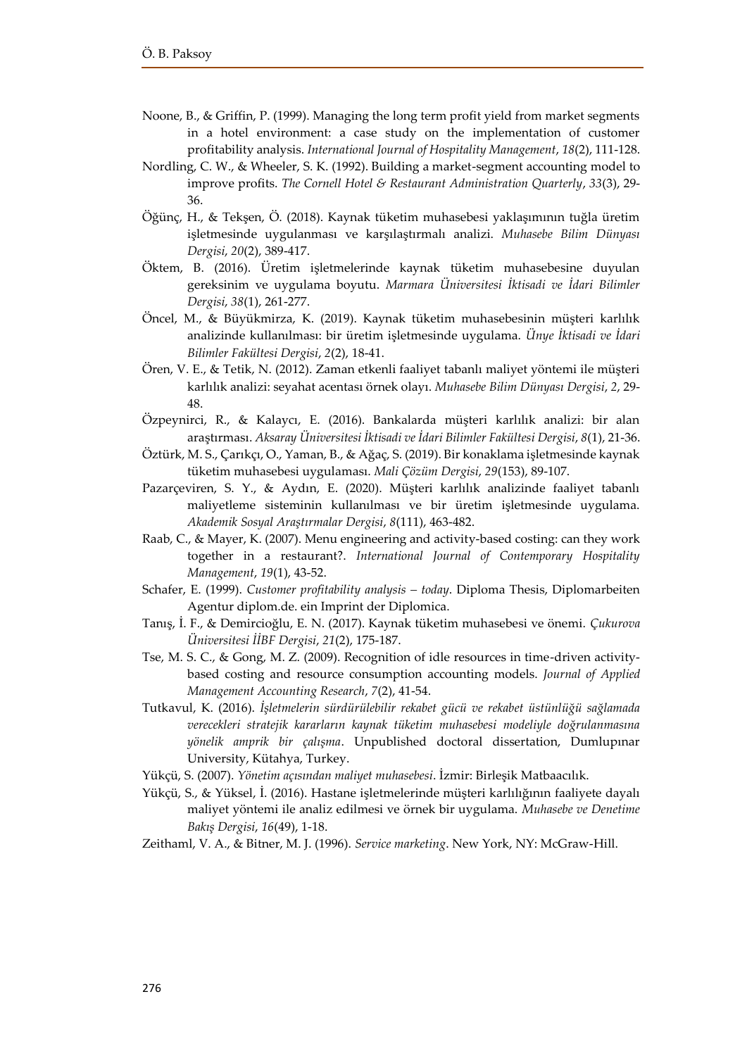Noone, B., & Griffin, P. (1999). Managing the long term profit yield from market segments in a hotel environment: a case study on the implementation of customer profitability analysis. *International Journal of Hospitality Management*, *18*(2), 111-128.

Nordling, C. W., & Wheeler, S. K. (1992). Building a market-segment accounting model to improve profits. *The Cornell Hotel & Restaurant Administration Quarterly*, *33*(3), 29-36.

Öğünç, H., & Tekşen, Ö. (2018). Kaynak tüketim muhasebesi yaklaşımının tuğla üretim işletmesinde uygulanması ve karşılaştırmalı analizi. *Muhasebe Bilim Dünyası Dergisi*, *20*(2), 389-417.

Öktem, B. (2016). Üretim işletmelerinde kaynak tüketim muhasebesine duyulan gereksinim ve uygulama boyutu. *Marmara Üniversitesi İktisadi ve İdari Bilimler Dergisi*, *38*(1), 261-277.

Öncel, M., & Büyükmirza, K. (2019). Kaynak tüketim muhasebesinin müşteri karlılık analizinde kullanılması: bir üretim işletmesinde uygulama. *Ünye İktisadi ve İdari Bilimler Fakültesi Dergisi*, *2*(2), 18-41.

Ören, V. E., & Tetik, N. (2012). Zaman etkenli faaliyet tabanlı maliyet yöntemi ile müşteri karlılık analizi: seyahat acentası örnek olayı. *Muhasebe Bilim Dünyası Dergisi*, *2*, 29-48.

Özpeynirci, R., & Kalaycı, E. (2016). Bankalarda müşteri karlılık analizi: bir alan araştırması. *Aksaray Üniversitesi İktisadi ve İdari Bilimler Fakültesi Dergisi*, *8*(1), 21-36.

Öztürk, M. S., Çarıkçı, O., Yaman, B., & Ağaç, S. (2019). Bir konaklama işletmesinde kaynak tüketim muhasebesi uygulaması. *Mali Çözüm Dergisi*, *29*(153), 89-107.

Pazarçeviren, S. Y., & Aydın, E. (2020). Müşteri karlılık analizinde faaliyet tabanlı maliyetleme sisteminin kullanılması ve bir üretim işletmesinde uygulama. *Akademik Sosyal Araştırmalar Dergisi*, *8*(111), 463-482.

Raab, C., & Mayer, K. (2007). Menu engineering and activity-based costing: can they work together in a restaurant?. *International Journal of Contemporary Hospitality Management*, *19*(1), 43-52.

Schafer, E. (1999). *Customer profitability analysis – today*. Diploma Thesis, Diplomarbeiten Agentur diplom.de. ein Imprint der Diplomica.

Tanış, İ. F., & Demircioğlu, E. N. (2017). Kaynak tüketim muhasebesi ve önemi. *Çukurova Üniversitesi İİBF Dergisi*, *21*(2), 175-187.

Tse, M. S. C., & Gong, M. Z. (2009). Recognition of idle resources in time-driven activity-based costing and resource consumption accounting models. *Journal of Applied Management Accounting Research*, *7*(2), 41-54.

Tutkavul, K. (2016). *İşletmelerin sürdürülebilir rekabet gücü ve rekabet üstünlüğü sağlamada verecekleri stratejik kararların kaynak tüketim muhasebesi modeliyle doğrulanmasına yönelik amprik bir çalışma*. Unpublished doctoral dissertation, Dumlupınar University, Kütahya, Turkey.

Yükçü, S. (2007). *Yönetim açısından maliyet muhasebesi*. İzmir: Birleşik Matbaacılık.

Yükçü, S., & Yüksel, İ. (2016). Hastane işletmelerinde müşteri karlılığının faaliyete dayalı maliyet yöntemi ile analiz edilmesi ve örnek bir uygulama. *Muhasebe ve Denetime Bakış Dergisi*, *16*(49), 1-18.

Zeithaml, V. A., & Bitner, M. J. (1996). *Service marketing*. New York, NY: McGraw-Hill.